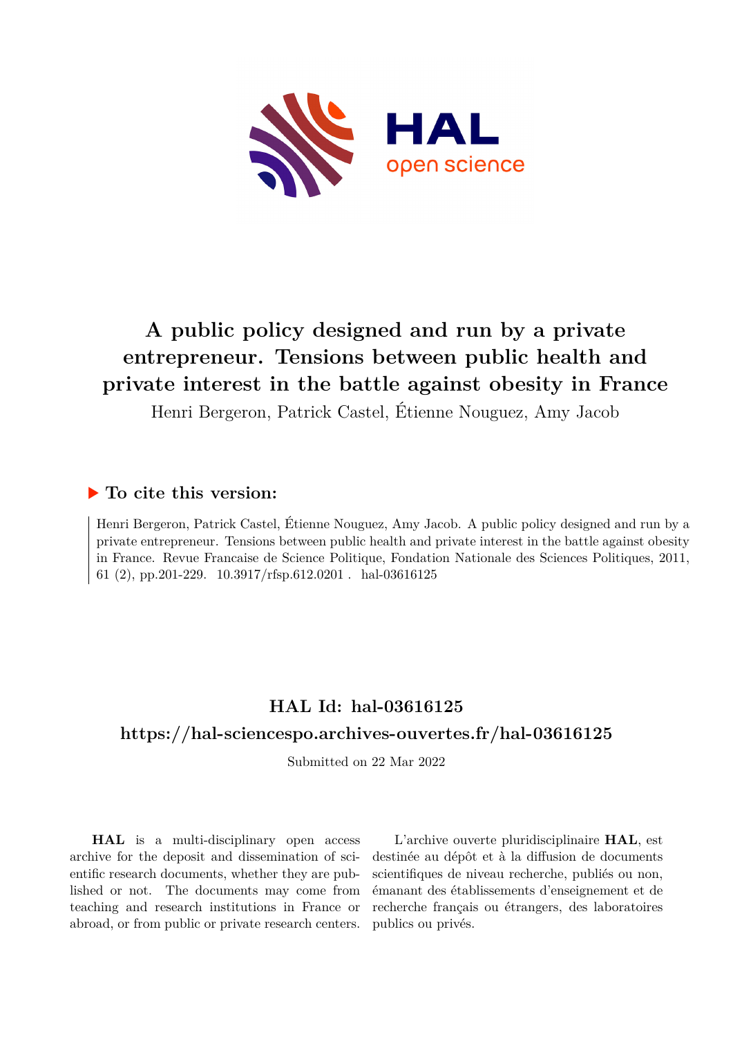# A public policy designed and run by a private entrepreneur. Tensions between public health and private interest in the battle against obesity in France

Henri Bergeron, Patrick Castel, Étienne Nouguez, Amy Jacob

## ▶ To cite this version:

Henri Bergeron, Patrick Castel, Étienne Nouguez, Amy Jacob. A public policy designed and run by a private entrepreneur. Tensions between public health and private interest in the battle against obesity in France. Revue Francaise de Science Politique, Fondation Nationale des Sciences Politiques, 2011, 61 (2), pp.201-229. 10.3917/rfsp.612.0201 . hal-03616125

## HAL Id: hal-03616125

## https://hal-sciencespo.archives-ouvertes.fr/hal-03616125

Submitted on 22 Mar 2022

**HAL** is a multi-disciplinary open access archive for the deposit and dissemination of scientific research documents, whether they are published or not. The documents may come from teaching and research institutions in France or abroad, or from public or private research centers.

L'archive ouverte pluridisciplinaire **HAL**, est destinée au dépôt et à la diffusion de documents scientifiques de niveau recherche, publiés ou non, émanant des établissements d'enseignement et de recherche français ou étrangers, des laboratoires publics ou privés.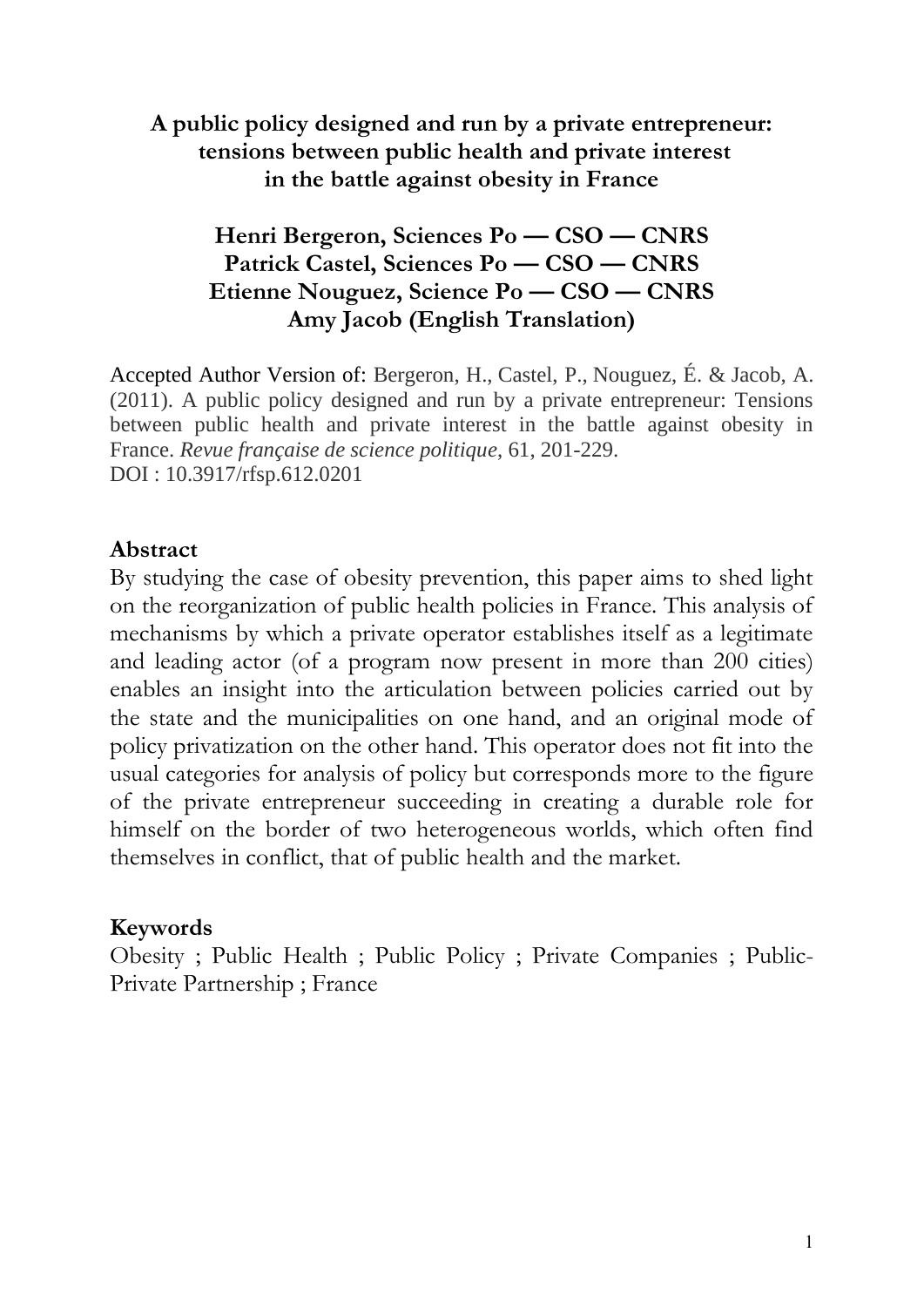# A public policy designed and run by a private entrepreneur: tensions between public health and private interest in the battle against obesity in France

**Henri Bergeron, Sciences Po — CSO — CNRS**
**Patrick Castel, Sciences Po — CSO — CNRS**
**Etienne Nouguez, Science Po — CSO — CNRS**
**Amy Jacob (English Translation)**

Accepted Author Version of: Bergeron, H., Castel, P., Nouguez, É. & Jacob, A. (2011). A public policy designed and run by a private entrepreneur: Tensions between public health and private interest in the battle against obesity in France. *Revue française de science politique*, 61, 201-229.
DOI : 10.3917/rfsp.612.0201

## Abstract

By studying the case of obesity prevention, this paper aims to shed light on the reorganization of public health policies in France. This analysis of mechanisms by which a private operator establishes itself as a legitimate and leading actor (of a program now present in more than 200 cities) enables an insight into the articulation between policies carried out by the state and the municipalities on one hand, and an original mode of policy privatization on the other hand. This operator does not fit into the usual categories for analysis of policy but corresponds more to the figure of the private entrepreneur succeeding in creating a durable role for himself on the border of two heterogeneous worlds, which often find themselves in conflict, that of public health and the market.

## Keywords

Obesity ; Public Health ; Public Policy ; Private Companies ; Public-Private Partnership ; France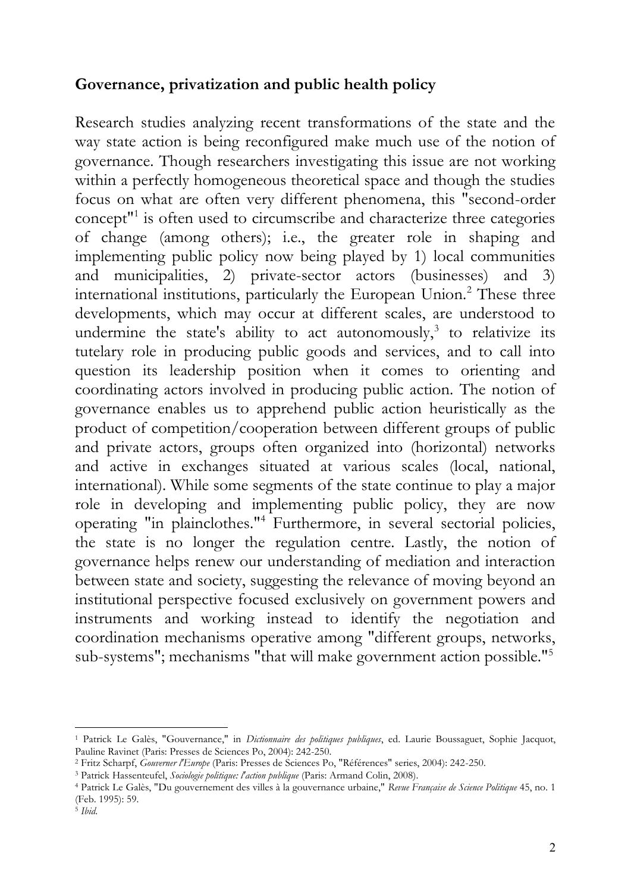**Governance, privatization and public health policy**

Research studies analyzing recent transformations of the state and the way state action is being reconfigured make much use of the notion of governance. Though researchers investigating this issue are not working within a perfectly homogeneous theoretical space and though the studies focus on what are often very different phenomena, this "second-order concept"[1] is often used to circumscribe and characterize three categories of change (among others); i.e., the greater role in shaping and implementing public policy now being played by 1) local communities and municipalities, 2) private-sector actors (businesses) and 3) international institutions, particularly the European Union.[2] These three developments, which may occur at different scales, are understood to undermine the state's ability to act autonomously,[3] to relativize its tutelary role in producing public goods and services, and to call into question its leadership position when it comes to orienting and coordinating actors involved in producing public action. The notion of governance enables us to apprehend public action heuristically as the product of competition/cooperation between different groups of public and private actors, groups often organized into (horizontal) networks and active in exchanges situated at various scales (local, national, international). While some segments of the state continue to play a major role in developing and implementing public policy, they are now operating "in plainclothes."[4] Furthermore, in several sectorial policies, the state is no longer the regulation centre. Lastly, the notion of governance helps renew our understanding of mediation and interaction between state and society, suggesting the relevance of moving beyond an institutional perspective focused exclusively on government powers and instruments and working instead to identify the negotiation and coordination mechanisms operative among "different groups, networks, sub-systems"; mechanisms "that will make government action possible."[5]

---

[1] Patrick Le Galès, "Gouvernance," in *Dictionnaire des politiques publiques*, ed. Laurie Boussaguet, Sophie Jacquot, Pauline Ravinet (Paris: Presses de Sciences Po, 2004): 242-250.

[2] Fritz Scharpf, *Gouverner l'Europe* (Paris: Presses de Sciences Po, "Références" series, 2004): 242-250.

[3] Patrick Hassenteufel, *Sociologie politique: l'action publique* (Paris: Armand Colin, 2008).

[4] Patrick Le Galès, "Du gouvernement des villes à la gouvernance urbaine," *Revue Française de Science Politique* 45, no. 1 (Feb. 1995): 59.

[5] *Ibid*.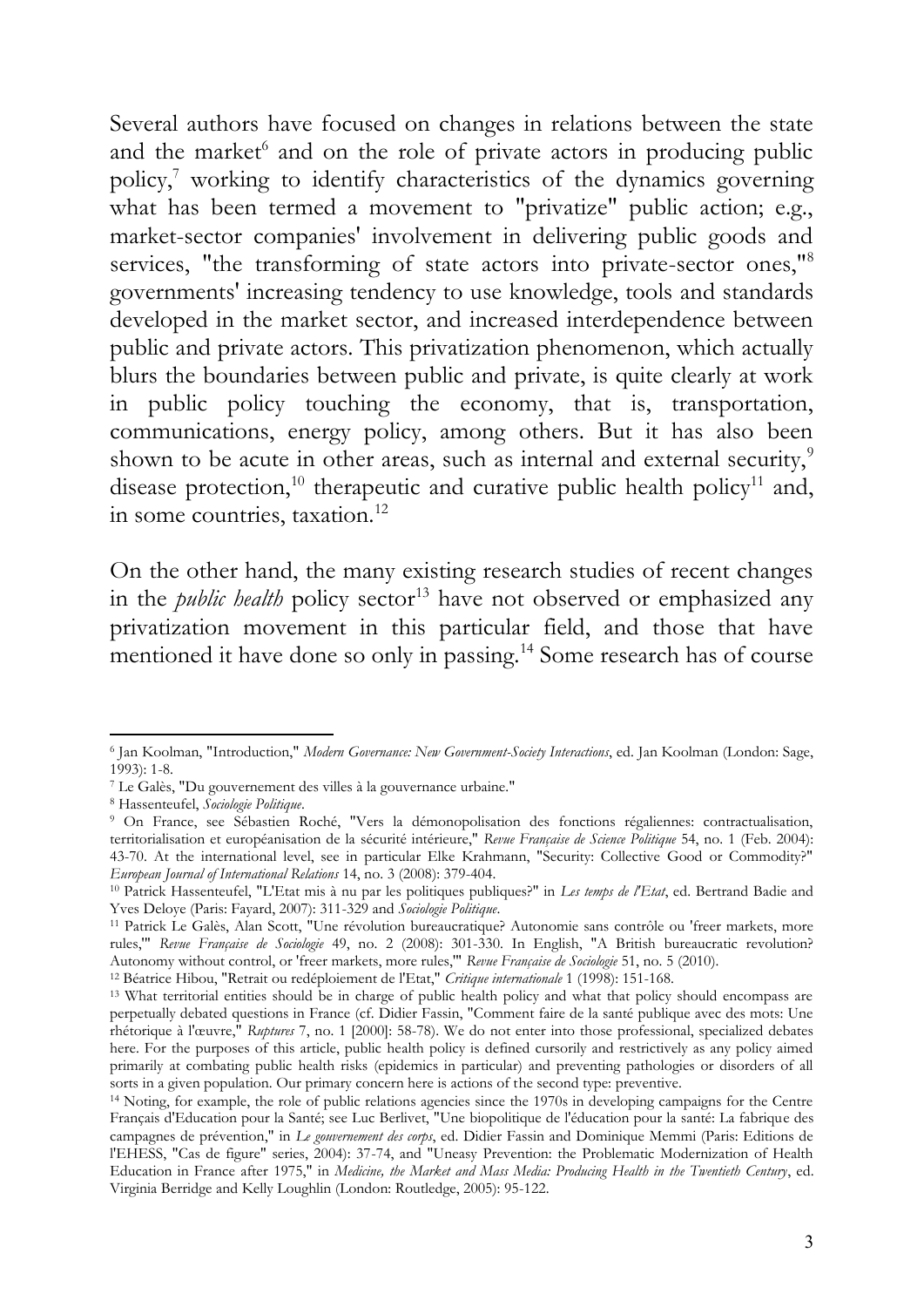Several authors have focused on changes in relations between the state and the market[6] and on the role of private actors in producing public policy,[7] working to identify characteristics of the dynamics governing what has been termed a movement to "privatize" public action; e.g., market-sector companies' involvement in delivering public goods and services, "the transforming of state actors into private-sector ones,"[8] governments' increasing tendency to use knowledge, tools and standards developed in the market sector, and increased interdependence between public and private actors. This privatization phenomenon, which actually blurs the boundaries between public and private, is quite clearly at work in public policy touching the economy, that is, transportation, communications, energy policy, among others. But it has also been shown to be acute in other areas, such as internal and external security,[9] disease protection,[10] therapeutic and curative public health policy[11] and, in some countries, taxation.[12]

On the other hand, the many existing research studies of recent changes in the *public health* policy sector[13] have not observed or emphasized any privatization movement in this particular field, and those that have mentioned it have done so only in passing.[14] Some research has of course

---

[6] Jan Koolman, "Introduction," *Modern Governance: New Government-Society Interactions*, ed. Jan Koolman (London: Sage, 1993): 1-8.

[7] Le Galès, "Du gouvernement des villes à la gouvernance urbaine."

[8] Hassenteufel, *Sociologie Politique*.

[9] On France, see Sébastien Roché, "Vers la démonopolisation des fonctions régaliennes: contractualisation, territorialisation et européanisation de la sécurité intérieure," *Revue Française de Science Politique* 54, no. 1 (Feb. 2004): 43-70. At the international level, see in particular Elke Krahmann, "Security: Collective Good or Commodity?" *European Journal of International Relations* 14, no. 3 (2008): 379-404.

[10] Patrick Hassenteufel, "L'Etat mis à nu par les politiques publiques?" in *Les temps de l'Etat*, ed. Bertrand Badie and Yves Deloye (Paris: Fayard, 2007): 311-329 and *Sociologie Politique*.

[11] Patrick Le Galès, Alan Scott, "Une révolution bureaucratique? Autonomie sans contrôle ou 'freer markets, more rules,'" *Revue Française de Sociologie* 49, no. 2 (2008): 301-330. In English, "A British bureaucratic revolution? Autonomy without control, or 'freer markets, more rules,'" *Revue Française de Sociologie* 51, no. 5 (2010).

[12] Béatrice Hibou, "Retrait ou redéploiement de l'Etat," *Critique internationale* 1 (1998): 151-168.

[13] What territorial entities should be in charge of public health policy and what that policy should encompass are perpetually debated questions in France (cf. Didier Fassin, "Comment faire de la santé publique avec des mots: Une rhétorique à l'œuvre," *Ruptures* 7, no. 1 [2000]: 58-78). We do not enter into those professional, specialized debates here. For the purposes of this article, public health policy is defined cursorily and restrictively as any policy aimed primarily at combating public health risks (epidemics in particular) and preventing pathologies or disorders of all sorts in a given population. Our primary concern here is actions of the second type: preventive.

[14] Noting, for example, the role of public relations agencies since the 1970s in developing campaigns for the Centre Français d'Education pour la Santé; see Luc Berlivet, "Une biopolitique de l'éducation pour la santé: La fabrique des campagnes de prévention," in *Le gouvernement des corps*, ed. Didier Fassin and Dominique Memmi (Paris: Editions de l'EHESS, "Cas de figure" series, 2004): 37-74, and "Uneasy Prevention: the Problematic Modernization of Health Education in France after 1975," in *Medicine, the Market and Mass Media: Producing Health in the Twentieth Century*, ed. Virginia Berridge and Kelly Loughlin (London: Routledge, 2005): 95-122.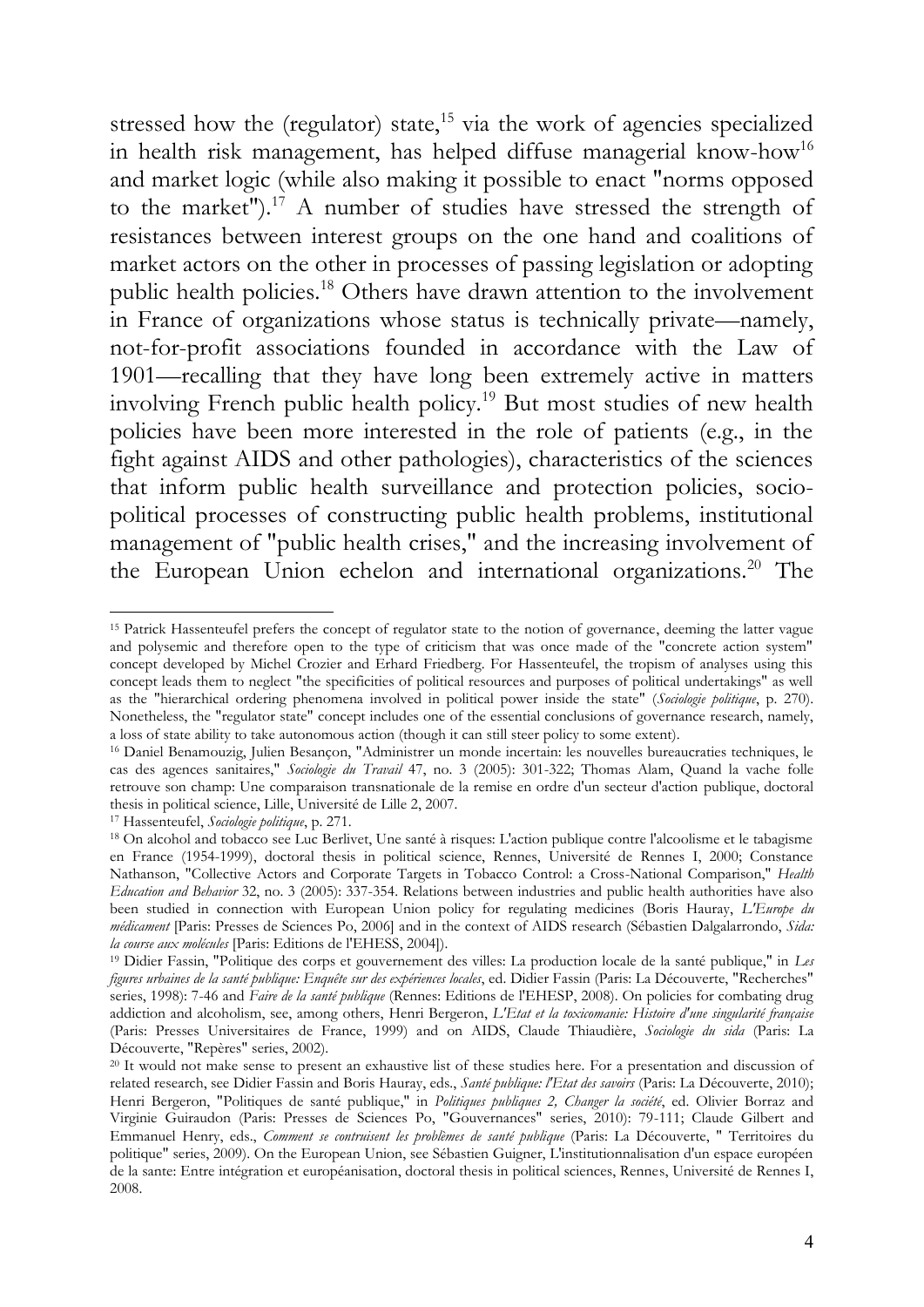stressed how the (regulator) state,[15] via the work of agencies specialized in health risk management, has helped diffuse managerial know-how[16] and market logic (while also making it possible to enact "norms opposed to the market").[17] A number of studies have stressed the strength of resistances between interest groups on the one hand and coalitions of market actors on the other in processes of passing legislation or adopting public health policies.[18] Others have drawn attention to the involvement in France of organizations whose status is technically private—namely, not-for-profit associations founded in accordance with the Law of 1901—recalling that they have long been extremely active in matters involving French public health policy.[19] But most studies of new health policies have been more interested in the role of patients (e.g., in the fight against AIDS and other pathologies), characteristics of the sciences that inform public health surveillance and protection policies, socio-political processes of constructing public health problems, institutional management of "public health crises," and the increasing involvement of the European Union echelon and international organizations.[20] The

---

[15] Patrick Hassenteufel prefers the concept of regulator state to the notion of governance, deeming the latter vague and polysemic and therefore open to the type of criticism that was once made of the "concrete action system" concept developed by Michel Crozier and Erhard Friedberg. For Hassenteufel, the tropism of analyses using this concept leads them to neglect "the specificities of political resources and purposes of political undertakings" as well as the "hierarchical ordering phenomena involved in political power inside the state" (*Sociologie politique*, p. 270). Nonetheless, the "regulator state" concept includes one of the essential conclusions of governance research, namely, a loss of state ability to take autonomous action (though it can still steer policy to some extent).

[16] Daniel Benamouzig, Julien Besançon, "Administrer un monde incertain: les nouvelles bureaucraties techniques, le cas des agences sanitaires," *Sociologie du Travail* 47, no. 3 (2005): 301-322; Thomas Alam, Quand la vache folle retrouve son champ: Une comparaison transnationale de la remise en ordre d'un secteur d'action publique, doctoral thesis in political science, Lille, Université de Lille 2, 2007.

[17] Hassenteufel, *Sociologie politique*, p. 271.

[18] On alcohol and tobacco see Luc Berlivet, Une santé à risques: L'action publique contre l'alcoolisme et le tabagisme en France (1954-1999), doctoral thesis in political science, Rennes, Université de Rennes I, 2000; Constance Nathanson, "Collective Actors and Corporate Targets in Tobacco Control: a Cross-National Comparison," *Health Education and Behavior* 32, no. 3 (2005): 337-354. Relations between industries and public health authorities have also been studied in connection with European Union policy for regulating medicines (Boris Hauray, *L'Europe du médicament* [Paris: Presses de Sciences Po, 2006] and in the context of AIDS research (Sébastien Dalgalarrondo, *Sida: la course aux molécules* [Paris: Editions de l'EHESS, 2004]).

[19] Didier Fassin, "Politique des corps et gouvernement des villes: La production locale de la santé publique," in *Les figures urbaines de la santé publique: Enquête sur des expériences locales*, ed. Didier Fassin (Paris: La Découverte, "Recherches" series, 1998): 7-46 and *Faire de la santé publique* (Rennes: Editions de l'EHESP, 2008). On policies for combating drug addiction and alcoholism, see, among others, Henri Bergeron, *L'Etat et la toxicomanie: Histoire d'une singularité française* (Paris: Presses Universitaires de France, 1999) and on AIDS, Claude Thiaudière, *Sociologie du sida* (Paris: La Découverte, "Repères" series, 2002).

[20] It would not make sense to present an exhaustive list of these studies here. For a presentation and discussion of related research, see Didier Fassin and Boris Hauray, eds., *Santé publique: l'Etat des savoirs* (Paris: La Découverte, 2010); Henri Bergeron, "Politiques de santé publique," in *Politiques publiques 2, Changer la société*, ed. Olivier Borraz and Virginie Guiraudon (Paris: Presses de Sciences Po, "Gouvernances" series, 2010): 79-111; Claude Gilbert and Emmanuel Henry, eds., *Comment se contruisent les problèmes de santé publique* (Paris: La Découverte, " Territoires du politique" series, 2009). On the European Union, see Sébastien Guigner, L'institutionnalisation d'un espace européen de la sante: Entre intégration et européanisation, doctoral thesis in political sciences, Rennes, Université de Rennes I, 2008.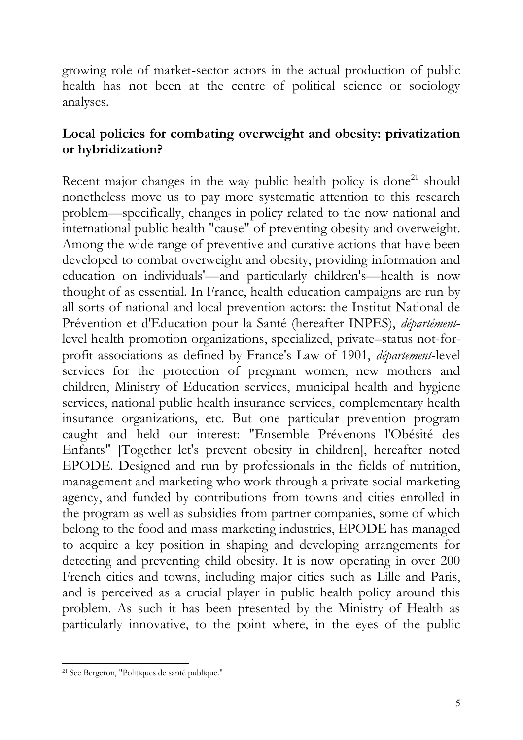growing role of market-sector actors in the actual production of public health has not been at the centre of political science or sociology analyses.

**Local policies for combating overweight and obesity: privatization or hybridization?**

Recent major changes in the way public health policy is done[21] should nonetheless move us to pay more systematic attention to this research problem—specifically, changes in policy related to the now national and international public health "cause" of preventing obesity and overweight. Among the wide range of preventive and curative actions that have been developed to combat overweight and obesity, providing information and education on individuals'—and particularly children's—health is now thought of as essential. In France, health education campaigns are run by all sorts of national and local prevention actors: the Institut National de Prévention et d'Education pour la Santé (hereafter INPES), *départément*-level health promotion organizations, specialized, private–status not-for-profit associations as defined by France's Law of 1901, *département*-level services for the protection of pregnant women, new mothers and children, Ministry of Education services, municipal health and hygiene services, national public health insurance services, complementary health insurance organizations, etc. But one particular prevention program caught and held our interest: "Ensemble Prévenons l'Obésité des Enfants" [Together let's prevent obesity in children], hereafter noted EPODE. Designed and run by professionals in the fields of nutrition, management and marketing who work through a private social marketing agency, and funded by contributions from towns and cities enrolled in the program as well as subsidies from partner companies, some of which belong to the food and mass marketing industries, EPODE has managed to acquire a key position in shaping and developing arrangements for detecting and preventing child obesity. It is now operating in over 200 French cities and towns, including major cities such as Lille and Paris, and is perceived as a crucial player in public health policy around this problem. As such it has been presented by the Ministry of Health as particularly innovative, to the point where, in the eyes of the public

[21] See Bergeron, "Politiques de santé publique."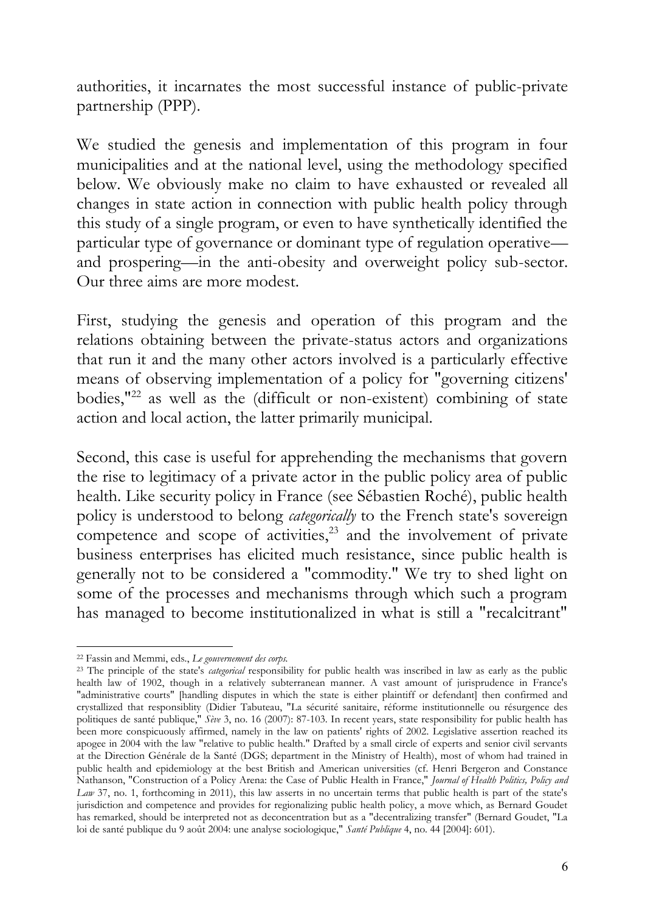authorities, it incarnates the most successful instance of public-private partnership (PPP).

We studied the genesis and implementation of this program in four municipalities and at the national level, using the methodology specified below. We obviously make no claim to have exhausted or revealed all changes in state action in connection with public health policy through this study of a single program, or even to have synthetically identified the particular type of governance or dominant type of regulation operative—and prospering—in the anti-obesity and overweight policy sub-sector. Our three aims are more modest.

First, studying the genesis and operation of this program and the relations obtaining between the private-status actors and organizations that run it and the many other actors involved is a particularly effective means of observing implementation of a policy for "governing citizens' bodies,"[22] as well as the (difficult or non-existent) combining of state action and local action, the latter primarily municipal.

Second, this case is useful for apprehending the mechanisms that govern the rise to legitimacy of a private actor in the public policy area of public health. Like security policy in France (see Sébastien Roché), public health policy is understood to belong *categorically* to the French state's sovereign competence and scope of activities,[23] and the involvement of private business enterprises has elicited much resistance, since public health is generally not to be considered a "commodity." We try to shed light on some of the processes and mechanisms through which such a program has managed to become institutionalized in what is still a "recalcitrant"

---

[22] Fassin and Memmi, eds., *Le gouvernement des corps.*

[23] The principle of the state's *categorical* responsibility for public health was inscribed in law as early as the public health law of 1902, though in a relatively subterranean manner. A vast amount of jurisprudence in France's "administrative courts" [handling disputes in which the state is either plaintiff or defendant] then confirmed and crystallized that responsiblity (Didier Tabuteau, "La sécurité sanitaire, réforme institutionnelle ou résurgence des politiques de santé publique," *Sève* 3, no. 16 (2007): 87-103. In recent years, state responsibility for public health has been more conspicuously affirmed, namely in the law on patients' rights of 2002. Legislative assertion reached its apogee in 2004 with the law "relative to public health." Drafted by a small circle of experts and senior civil servants at the Direction Générale de la Santé (DGS; department in the Ministry of Health), most of whom had trained in public health and epidemiology at the best British and American universities (cf. Henri Bergeron and Constance Nathanson, "Construction of a Policy Arena: the Case of Public Health in France," *Journal of Health Politics, Policy and Law* 37, no. 1, forthcoming in 2011), this law asserts in no uncertain terms that public health is part of the state's jurisdiction and competence and provides for regionalizing public health policy, a move which, as Bernard Goudet has remarked, should be interpreted not as deconcentration but as a "decentralizing transfer" (Bernard Goudet, "La loi de santé publique du 9 août 2004: une analyse sociologique," *Santé Publique* 4, no. 44 [2004]: 601).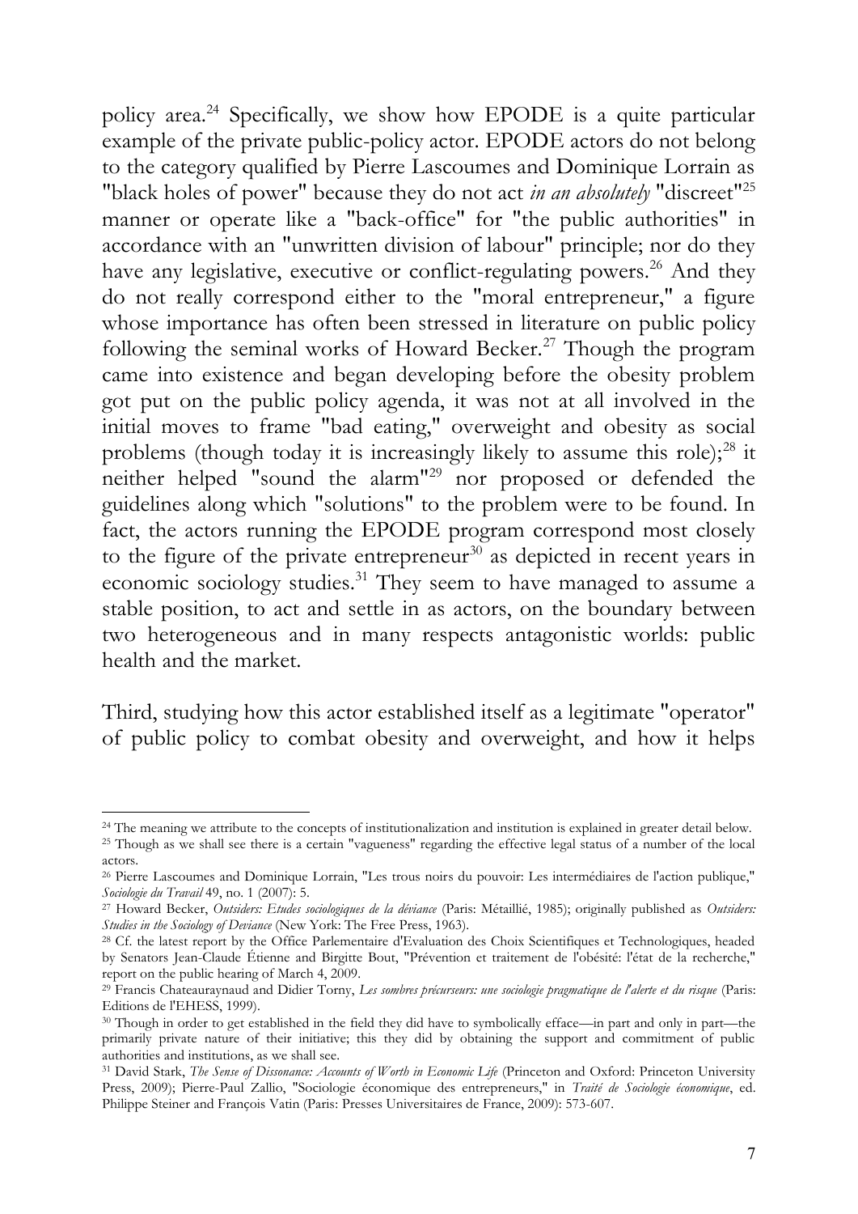policy area.[24] Specifically, we show how EPODE is a quite particular example of the private public-policy actor. EPODE actors do not belong to the category qualified by Pierre Lascoumes and Dominique Lorrain as "black holes of power" because they do not act *in an absolutely* "discreet"[25] manner or operate like a "back-office" for "the public authorities" in accordance with an "unwritten division of labour" principle; nor do they have any legislative, executive or conflict-regulating powers.[26] And they do not really correspond either to the "moral entrepreneur," a figure whose importance has often been stressed in literature on public policy following the seminal works of Howard Becker.[27] Though the program came into existence and began developing before the obesity problem got put on the public policy agenda, it was not at all involved in the initial moves to frame "bad eating," overweight and obesity as social problems (though today it is increasingly likely to assume this role);[28] it neither helped "sound the alarm"[29] nor proposed or defended the guidelines along which "solutions" to the problem were to be found. In fact, the actors running the EPODE program correspond most closely to the figure of the private entrepreneur[30] as depicted in recent years in economic sociology studies.[31] They seem to have managed to assume a stable position, to act and settle in as actors, on the boundary between two heterogeneous and in many respects antagonistic worlds: public health and the market.

Third, studying how this actor established itself as a legitimate "operator" of public policy to combat obesity and overweight, and how it helps

---

[24] The meaning we attribute to the concepts of institutionalization and institution is explained in greater detail below.

[25] Though as we shall see there is a certain "vagueness" regarding the effective legal status of a number of the local actors.

[26] Pierre Lascoumes and Dominique Lorrain, "Les trous noirs du pouvoir: Les intermédiaires de l'action publique," *Sociologie du Travail* 49, no. 1 (2007): 5.

[27] Howard Becker, *Outsiders: Etudes sociologiques de la déviance* (Paris: Métaillié, 1985); originally published as *Outsiders: Studies in the Sociology of Deviance* (New York: The Free Press, 1963).

[28] Cf. the latest report by the Office Parlementaire d'Evaluation des Choix Scientifiques et Technologiques, headed by Senators Jean-Claude Étienne and Birgitte Bout, "Prévention et traitement de l'obésité: l'état de la recherche," report on the public hearing of March 4, 2009.

[29] Francis Chateauraynaud and Didier Torny, *Les sombres précurseurs: une sociologie pragmatique de l'alerte et du risque* (Paris: Editions de l'EHESS, 1999).

[30] Though in order to get established in the field they did have to symbolically efface—in part and only in part—the primarily private nature of their initiative; this they did by obtaining the support and commitment of public authorities and institutions, as we shall see.

[31] David Stark, *The Sense of Dissonance: Accounts of Worth in Economic Life* (Princeton and Oxford: Princeton University Press, 2009); Pierre-Paul Zallio, "Sociologie économique des entrepreneurs," in *Traité de Sociologie économique*, ed. Philippe Steiner and François Vatin (Paris: Presses Universitaires de France, 2009): 573-607.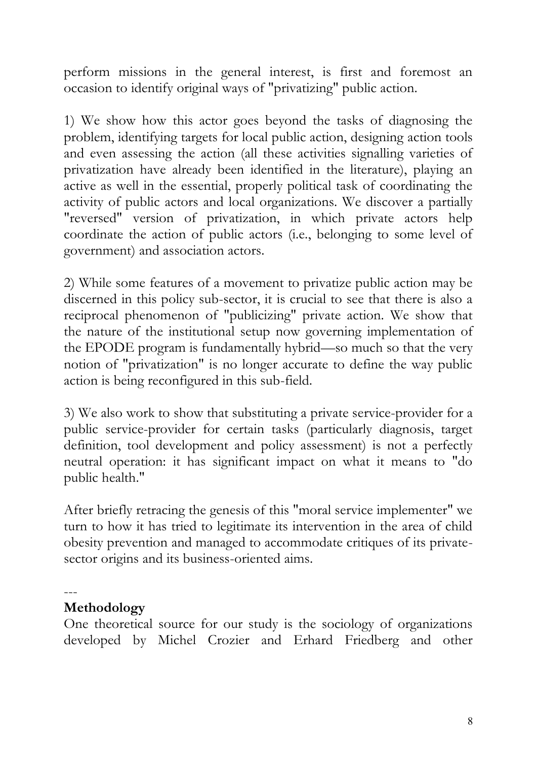perform missions in the general interest, is first and foremost an occasion to identify original ways of "privatizing" public action.

1) We show how this actor goes beyond the tasks of diagnosing the problem, identifying targets for local public action, designing action tools and even assessing the action (all these activities signalling varieties of privatization have already been identified in the literature), playing an active as well in the essential, properly political task of coordinating the activity of public actors and local organizations. We discover a partially "reversed" version of privatization, in which private actors help coordinate the action of public actors (i.e., belonging to some level of government) and association actors.

2) While some features of a movement to privatize public action may be discerned in this policy sub-sector, it is crucial to see that there is also a reciprocal phenomenon of "publicizing" private action. We show that the nature of the institutional setup now governing implementation of the EPODE program is fundamentally hybrid—so much so that the very notion of "privatization" is no longer accurate to define the way public action is being reconfigured in this sub-field.

3) We also work to show that substituting a private service-provider for a public service-provider for certain tasks (particularly diagnosis, target definition, tool development and policy assessment) is not a perfectly neutral operation: it has significant impact on what it means to "do public health."

After briefly retracing the genesis of this "moral service implementer" we turn to how it has tried to legitimate its intervention in the area of child obesity prevention and managed to accommodate critiques of its private-sector origins and its business-oriented aims.

---

**Methodology**

One theoretical source for our study is the sociology of organizations developed by Michel Crozier and Erhard Friedberg and other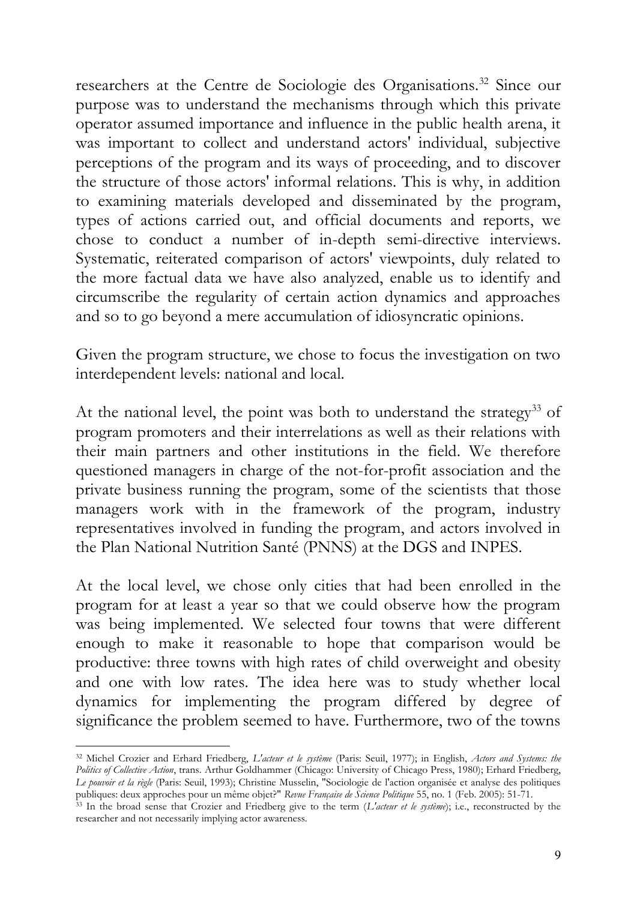researchers at the Centre de Sociologie des Organisations.[32] Since our purpose was to understand the mechanisms through which this private operator assumed importance and influence in the public health arena, it was important to collect and understand actors' individual, subjective perceptions of the program and its ways of proceeding, and to discover the structure of those actors' informal relations. This is why, in addition to examining materials developed and disseminated by the program, types of actions carried out, and official documents and reports, we chose to conduct a number of in-depth semi-directive interviews. Systematic, reiterated comparison of actors' viewpoints, duly related to the more factual data we have also analyzed, enable us to identify and circumscribe the regularity of certain action dynamics and approaches and so to go beyond a mere accumulation of idiosyncratic opinions.

Given the program structure, we chose to focus the investigation on two interdependent levels: national and local.

At the national level, the point was both to understand the strategy[33] of program promoters and their interrelations as well as their relations with their main partners and other institutions in the field. We therefore questioned managers in charge of the not-for-profit association and the private business running the program, some of the scientists that those managers work with in the framework of the program, industry representatives involved in funding the program, and actors involved in the Plan National Nutrition Santé (PNNS) at the DGS and INPES.

At the local level, we chose only cities that had been enrolled in the program for at least a year so that we could observe how the program was being implemented. We selected four towns that were different enough to make it reasonable to hope that comparison would be productive: three towns with high rates of child overweight and obesity and one with low rates. The idea here was to study whether local dynamics for implementing the program differed by degree of significance the problem seemed to have. Furthermore, two of the towns

---

[32] Michel Crozier and Erhard Friedberg, *L'acteur et le système* (Paris: Seuil, 1977); in English, *Actors and Systems: the Politics of Collective Action*, trans. Arthur Goldhammer (Chicago: University of Chicago Press, 1980); Erhard Friedberg, *Le pouvoir et la règle* (Paris: Seuil, 1993); Christine Musselin, "Sociologie de l'action organisée et analyse des politiques publiques: deux approches pour un même objet?" *Revue Française de Science Politique* 55, no. 1 (Feb. 2005): 51-71.

[33] In the broad sense that Crozier and Friedberg give to the term (*L'acteur et le système*); i.e., reconstructed by the researcher and not necessarily implying actor awareness.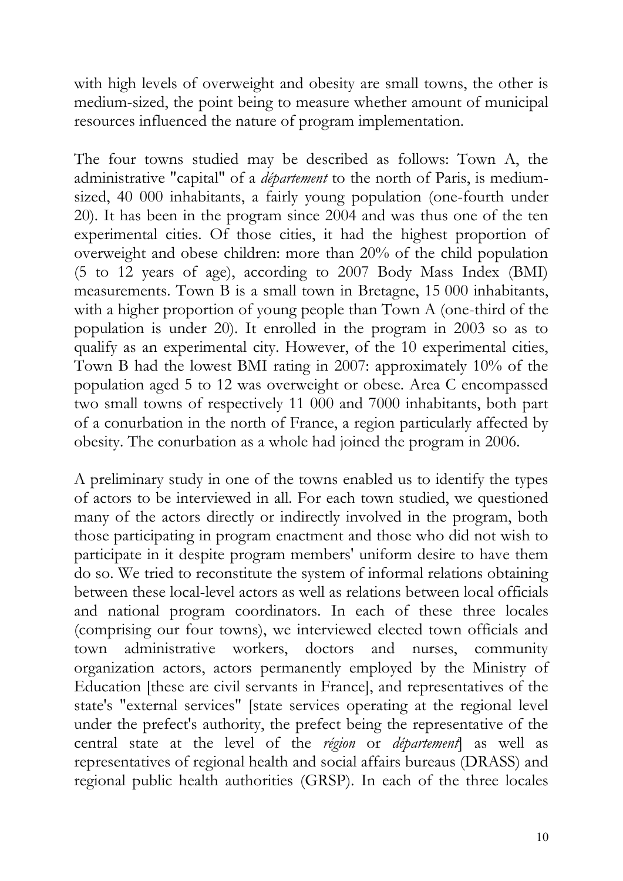with high levels of overweight and obesity are small towns, the other is medium-sized, the point being to measure whether amount of municipal resources influenced the nature of program implementation.

The four towns studied may be described as follows: Town A, the administrative "capital" of a *département* to the north of Paris, is medium-sized, 40 000 inhabitants, a fairly young population (one-fourth under 20). It has been in the program since 2004 and was thus one of the ten experimental cities. Of those cities, it had the highest proportion of overweight and obese children: more than 20% of the child population (5 to 12 years of age), according to 2007 Body Mass Index (BMI) measurements. Town B is a small town in Bretagne, 15 000 inhabitants, with a higher proportion of young people than Town A (one-third of the population is under 20). It enrolled in the program in 2003 so as to qualify as an experimental city. However, of the 10 experimental cities, Town B had the lowest BMI rating in 2007: approximately 10% of the population aged 5 to 12 was overweight or obese. Area C encompassed two small towns of respectively 11 000 and 7000 inhabitants, both part of a conurbation in the north of France, a region particularly affected by obesity. The conurbation as a whole had joined the program in 2006.

A preliminary study in one of the towns enabled us to identify the types of actors to be interviewed in all. For each town studied, we questioned many of the actors directly or indirectly involved in the program, both those participating in program enactment and those who did not wish to participate in it despite program members' uniform desire to have them do so. We tried to reconstitute the system of informal relations obtaining between these local-level actors as well as relations between local officials and national program coordinators. In each of these three locales (comprising our four towns), we interviewed elected town officials and town administrative workers, doctors and nurses, community organization actors, actors permanently employed by the Ministry of Education [these are civil servants in France], and representatives of the state's "external services" [state services operating at the regional level under the prefect's authority, the prefect being the representative of the central state at the level of the *région* or *département*] as well as representatives of regional health and social affairs bureaus (DRASS) and regional public health authorities (GRSP). In each of the three locales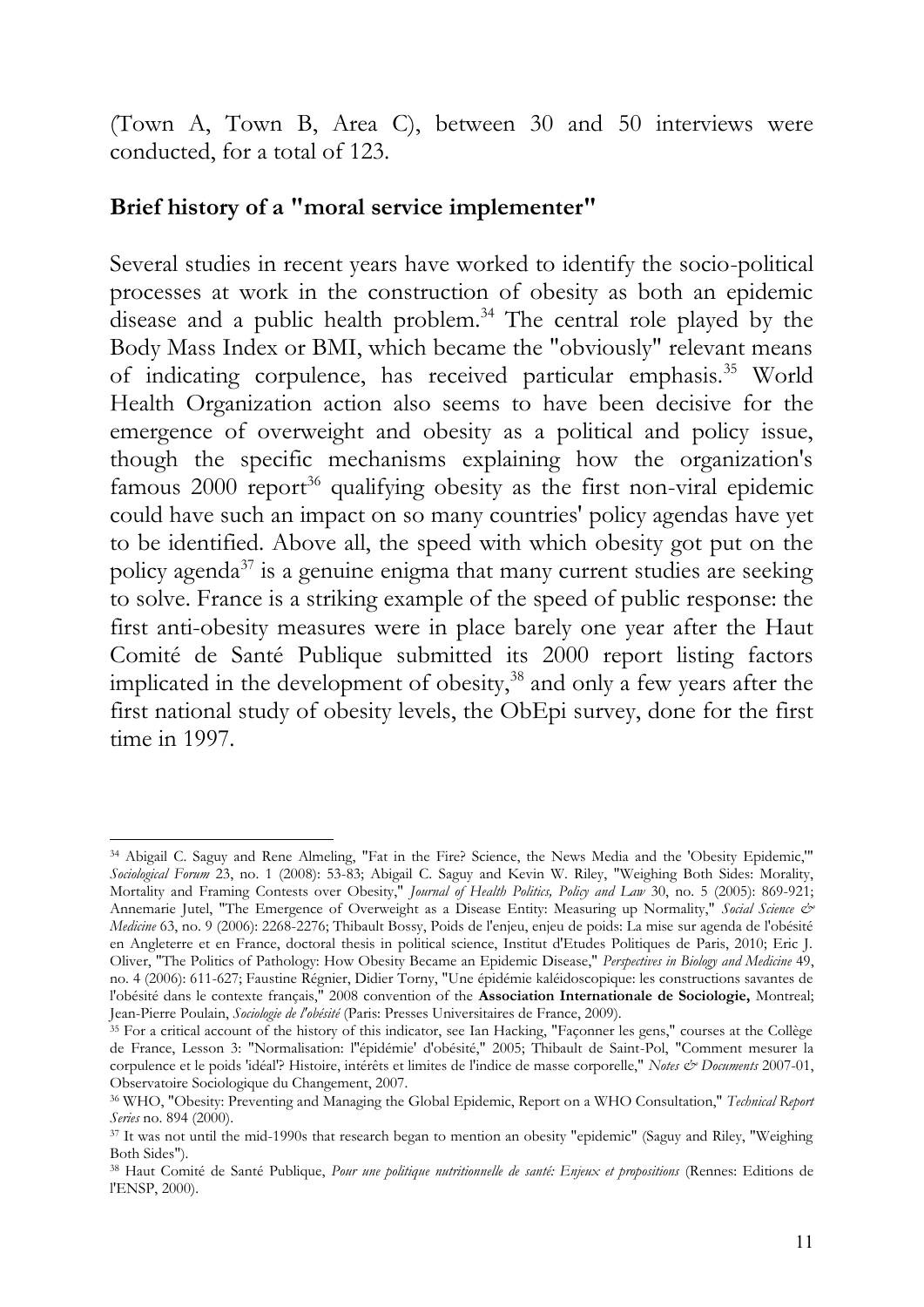(Town A, Town B, Area C), between 30 and 50 interviews were conducted, for a total of 123.

## Brief history of a "moral service implementer"

Several studies in recent years have worked to identify the socio-political processes at work in the construction of obesity as both an epidemic disease and a public health problem.[34] The central role played by the Body Mass Index or BMI, which became the "obviously" relevant means of indicating corpulence, has received particular emphasis.[35] World Health Organization action also seems to have been decisive for the emergence of overweight and obesity as a political and policy issue, though the specific mechanisms explaining how the organization's famous 2000 report[36] qualifying obesity as the first non-viral epidemic could have such an impact on so many countries' policy agendas have yet to be identified. Above all, the speed with which obesity got put on the policy agenda[37] is a genuine enigma that many current studies are seeking to solve. France is a striking example of the speed of public response: the first anti-obesity measures were in place barely one year after the Haut Comité de Santé Publique submitted its 2000 report listing factors implicated in the development of obesity,[38] and only a few years after the first national study of obesity levels, the ObEpi survey, done for the first time in 1997.

---

[34] Abigail C. Saguy and Rene Almeling, "Fat in the Fire? Science, the News Media and the 'Obesity Epidemic,'" *Sociological Forum* 23, no. 1 (2008): 53-83; Abigail C. Saguy and Kevin W. Riley, "Weighing Both Sides: Morality, Mortality and Framing Contests over Obesity," *Journal of Health Politics, Policy and Law* 30, no. 5 (2005): 869-921; Annemarie Jutel, "The Emergence of Overweight as a Disease Entity: Measuring up Normality," *Social Science & Medicine* 63, no. 9 (2006): 2268-2276; Thibault Bossy, Poids de l'enjeu, enjeu de poids: La mise sur agenda de l'obésité en Angleterre et en France, doctoral thesis in political science, Institut d'Etudes Politiques de Paris, 2010; Eric J. Oliver, "The Politics of Pathology: How Obesity Became an Epidemic Disease," *Perspectives in Biology and Medicine* 49, no. 4 (2006): 611-627; Faustine Régnier, Didier Torny, "Une épidémie kaléidoscopique: les constructions savantes de l'obésité dans le contexte français," 2008 convention of the **Association Internationale de Sociologie,** Montreal; Jean-Pierre Poulain, *Sociologie de l'obésité* (Paris: Presses Universitaires de France, 2009).

[35] For a critical account of the history of this indicator, see Ian Hacking, "Façonner les gens," courses at the Collège de France, Lesson 3: "Normalisation: l''épidémie' d'obésité," 2005; Thibault de Saint-Pol, "Comment mesurer la corpulence et le poids 'idéal'? Histoire, intérêts et limites de l'indice de masse corporelle," *Notes & Documents* 2007-01, Observatoire Sociologique du Changement, 2007.

[36] WHO, "Obesity: Preventing and Managing the Global Epidemic, Report on a WHO Consultation," *Technical Report Series* no. 894 (2000).

[37] It was not until the mid-1990s that research began to mention an obesity "epidemic" (Saguy and Riley, "Weighing Both Sides").

[38] Haut Comité de Santé Publique, *Pour une politique nutritionnelle de santé: Enjeux et propositions* (Rennes: Editions de l'ENSP, 2000).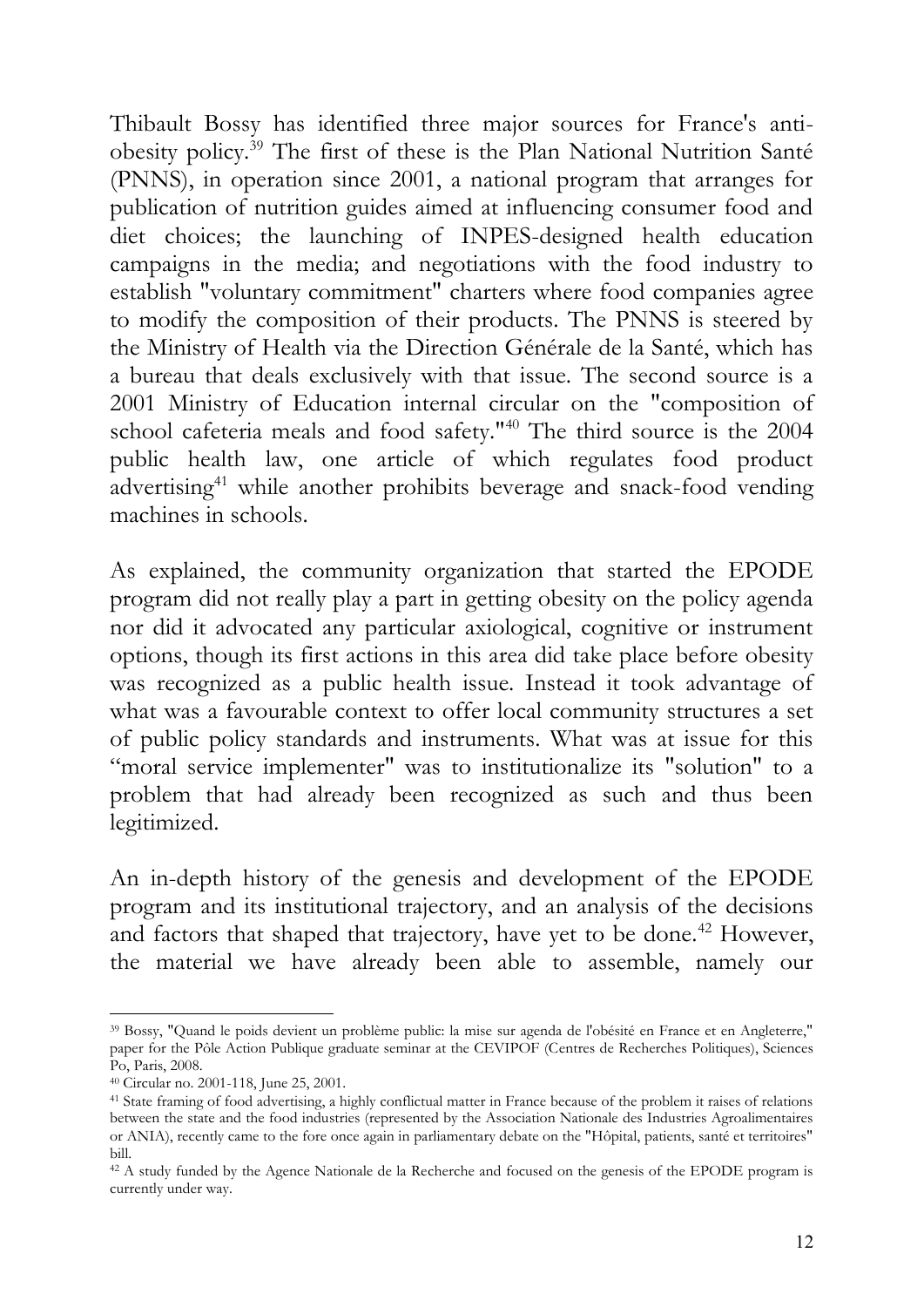Thibault Bossy has identified three major sources for France's anti-obesity policy.[39] The first of these is the Plan National Nutrition Santé (PNNS), in operation since 2001, a national program that arranges for publication of nutrition guides aimed at influencing consumer food and diet choices; the launching of INPES-designed health education campaigns in the media; and negotiations with the food industry to establish "voluntary commitment" charters where food companies agree to modify the composition of their products. The PNNS is steered by the Ministry of Health via the Direction Générale de la Santé, which has a bureau that deals exclusively with that issue. The second source is a 2001 Ministry of Education internal circular on the "composition of school cafeteria meals and food safety."[40] The third source is the 2004 public health law, one article of which regulates food product advertising[41] while another prohibits beverage and snack-food vending machines in schools.

As explained, the community organization that started the EPODE program did not really play a part in getting obesity on the policy agenda nor did it advocated any particular axiological, cognitive or instrument options, though its first actions in this area did take place before obesity was recognized as a public health issue. Instead it took advantage of what was a favourable context to offer local community structures a set of public policy standards and instruments. What was at issue for this "moral service implementer" was to institutionalize its "solution" to a problem that had already been recognized as such and thus been legitimized.

An in-depth history of the genesis and development of the EPODE program and its institutional trajectory, and an analysis of the decisions and factors that shaped that trajectory, have yet to be done.[42] However, the material we have already been able to assemble, namely our

---

[39] Bossy, "Quand le poids devient un problème public: la mise sur agenda de l'obésité en France et en Angleterre," paper for the Pôle Action Publique graduate seminar at the CEVIPOF (Centres de Recherches Politiques), Sciences Po, Paris, 2008.

[40] Circular no. 2001-118, June 25, 2001.

[41] State framing of food advertising, a highly conflictual matter in France because of the problem it raises of relations between the state and the food industries (represented by the Association Nationale des Industries Agroalimentaires or ANIA), recently came to the fore once again in parliamentary debate on the "Hôpital, patients, santé et territoires" bill.

[42] A study funded by the Agence Nationale de la Recherche and focused on the genesis of the EPODE program is currently under way.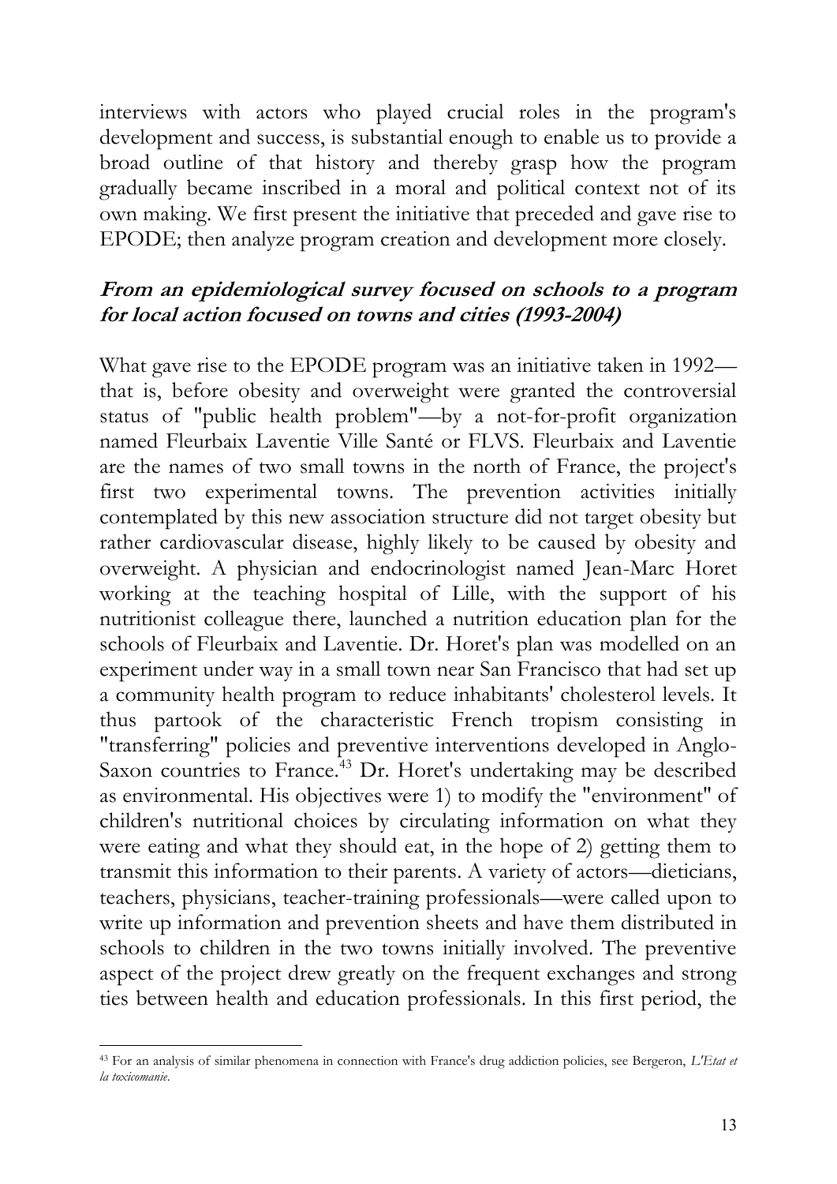interviews with actors who played crucial roles in the program's development and success, is substantial enough to enable us to provide a broad outline of that history and thereby grasp how the program gradually became inscribed in a moral and political context not of its own making. We first present the initiative that preceded and gave rise to EPODE; then analyze program creation and development more closely.

### *From an epidemiological survey focused on schools to a program for local action focused on towns and cities (1993-2004)*

What gave rise to the EPODE program was an initiative taken in 1992—that is, before obesity and overweight were granted the controversial status of "public health problem"—by a not-for-profit organization named Fleurbaix Laventie Ville Santé or FLVS. Fleurbaix and Laventie are the names of two small towns in the north of France, the project's first two experimental towns. The prevention activities initially contemplated by this new association structure did not target obesity but rather cardiovascular disease, highly likely to be caused by obesity and overweight. A physician and endocrinologist named Jean-Marc Horet working at the teaching hospital of Lille, with the support of his nutritionist colleague there, launched a nutrition education plan for the schools of Fleurbaix and Laventie. Dr. Horet's plan was modelled on an experiment under way in a small town near San Francisco that had set up a community health program to reduce inhabitants' cholesterol levels. It thus partook of the characteristic French tropism consisting in "transferring" policies and preventive interventions developed in Anglo-Saxon countries to France.[43] Dr. Horet's undertaking may be described as environmental. His objectives were 1) to modify the "environment" of children's nutritional choices by circulating information on what they were eating and what they should eat, in the hope of 2) getting them to transmit this information to their parents. A variety of actors—dieticians, teachers, physicians, teacher-training professionals—were called upon to write up information and prevention sheets and have them distributed in schools to children in the two towns initially involved. The preventive aspect of the project drew greatly on the frequent exchanges and strong ties between health and education professionals. In this first period, the

[43] For an analysis of similar phenomena in connection with France's drug addiction policies, see Bergeron, *L'Etat et la toxicomanie*.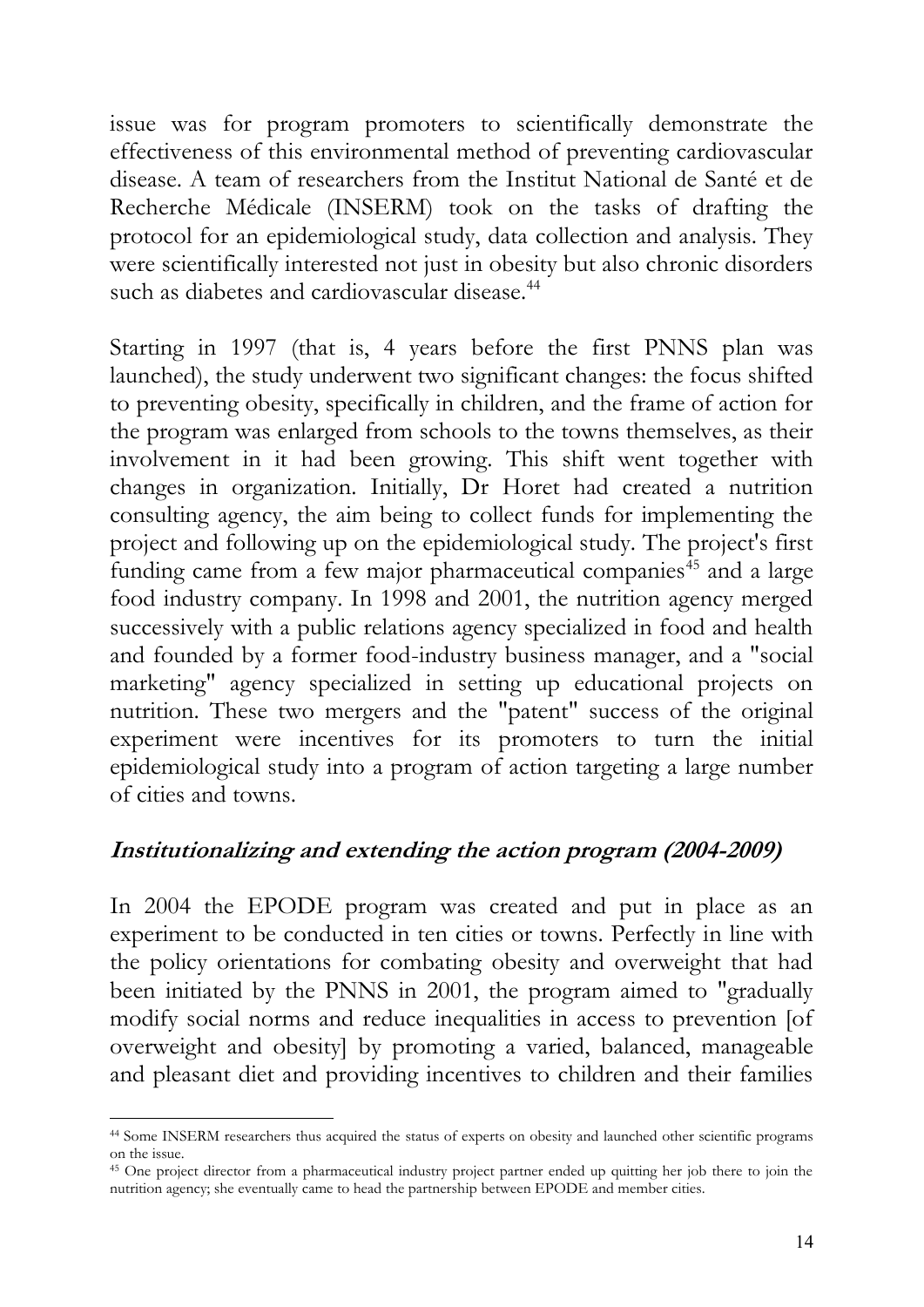issue was for program promoters to scientifically demonstrate the effectiveness of this environmental method of preventing cardiovascular disease. A team of researchers from the Institut National de Santé et de Recherche Médicale (INSERM) took on the tasks of drafting the protocol for an epidemiological study, data collection and analysis. They were scientifically interested not just in obesity but also chronic disorders such as diabetes and cardiovascular disease.[44]

Starting in 1997 (that is, 4 years before the first PNNS plan was launched), the study underwent two significant changes: the focus shifted to preventing obesity, specifically in children, and the frame of action for the program was enlarged from schools to the towns themselves, as their involvement in it had been growing. This shift went together with changes in organization. Initially, Dr Horet had created a nutrition consulting agency, the aim being to collect funds for implementing the project and following up on the epidemiological study. The project's first funding came from a few major pharmaceutical companies[45] and a large food industry company. In 1998 and 2001, the nutrition agency merged successively with a public relations agency specialized in food and health and founded by a former food-industry business manager, and a "social marketing" agency specialized in setting up educational projects on nutrition. These two mergers and the "patent" success of the original experiment were incentives for its promoters to turn the initial epidemiological study into a program of action targeting a large number of cities and towns.

### *Institutionalizing and extending the action program (2004-2009)*

In 2004 the EPODE program was created and put in place as an experiment to be conducted in ten cities or towns. Perfectly in line with the policy orientations for combating obesity and overweight that had been initiated by the PNNS in 2001, the program aimed to "gradually modify social norms and reduce inequalities in access to prevention [of overweight and obesity] by promoting a varied, balanced, manageable and pleasant diet and providing incentives to children and their families

---

[44] Some INSERM researchers thus acquired the status of experts on obesity and launched other scientific programs on the issue.

[45] One project director from a pharmaceutical industry project partner ended up quitting her job there to join the nutrition agency; she eventually came to head the partnership between EPODE and member cities.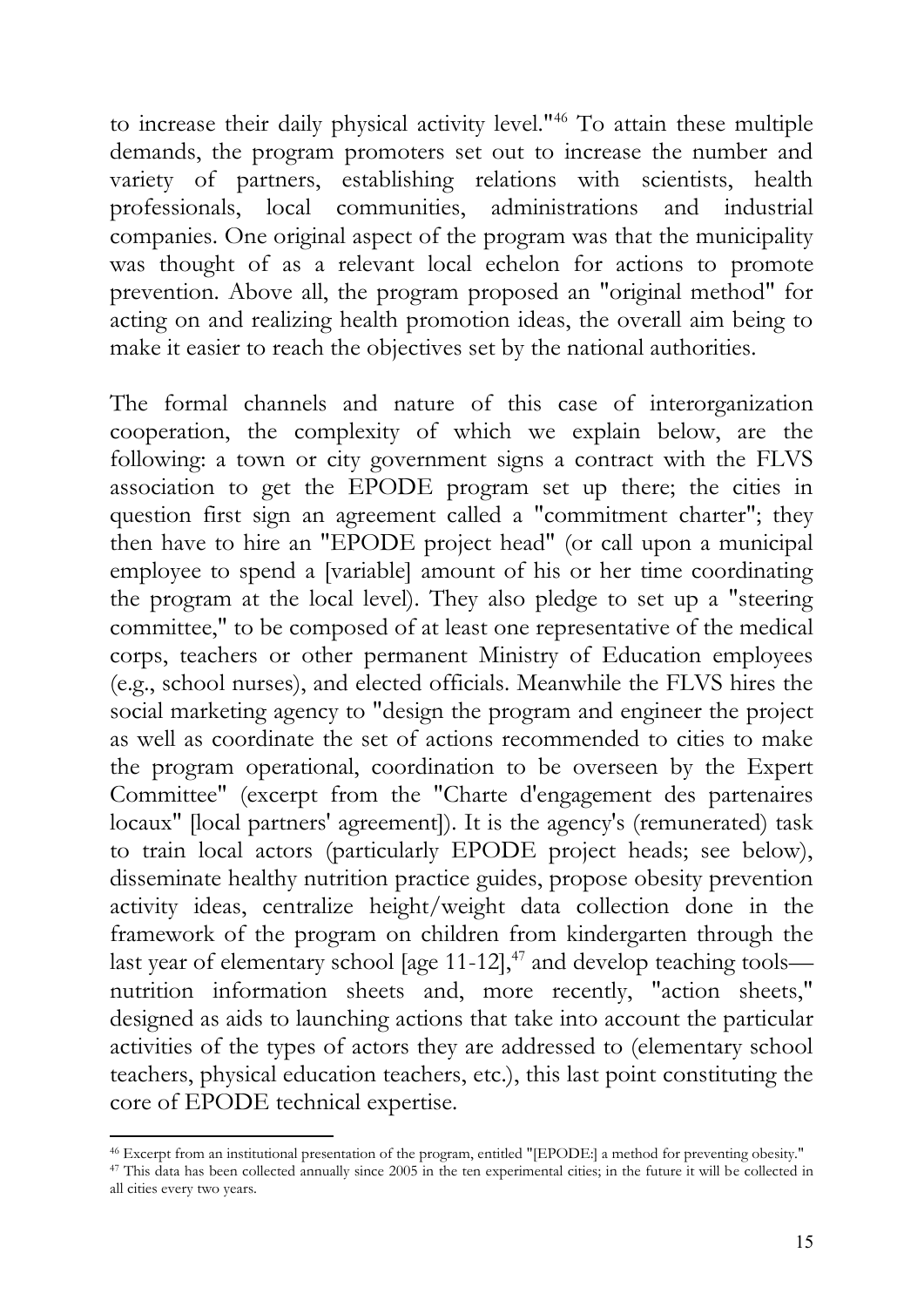to increase their daily physical activity level."[46] To attain these multiple demands, the program promoters set out to increase the number and variety of partners, establishing relations with scientists, health professionals, local communities, administrations and industrial companies. One original aspect of the program was that the municipality was thought of as a relevant local echelon for actions to promote prevention. Above all, the program proposed an "original method" for acting on and realizing health promotion ideas, the overall aim being to make it easier to reach the objectives set by the national authorities.

The formal channels and nature of this case of interorganization cooperation, the complexity of which we explain below, are the following: a town or city government signs a contract with the FLVS association to get the EPODE program set up there; the cities in question first sign an agreement called a "commitment charter"; they then have to hire an "EPODE project head" (or call upon a municipal employee to spend a [variable] amount of his or her time coordinating the program at the local level). They also pledge to set up a "steering committee," to be composed of at least one representative of the medical corps, teachers or other permanent Ministry of Education employees (e.g., school nurses), and elected officials. Meanwhile the FLVS hires the social marketing agency to "design the program and engineer the project as well as coordinate the set of actions recommended to cities to make the program operational, coordination to be overseen by the Expert Committee" (excerpt from the "Charte d'engagement des partenaires locaux" [local partners' agreement]). It is the agency's (remunerated) task to train local actors (particularly EPODE project heads; see below), disseminate healthy nutrition practice guides, propose obesity prevention activity ideas, centralize height/weight data collection done in the framework of the program on children from kindergarten through the last year of elementary school [age 11-12],[47] and develop teaching tools—nutrition information sheets and, more recently, "action sheets," designed as aids to launching actions that take into account the particular activities of the types of actors they are addressed to (elementary school teachers, physical education teachers, etc.), this last point constituting the core of EPODE technical expertise.

[46] Excerpt from an institutional presentation of the program, entitled "[EPODE:] a method for preventing obesity."

[47] This data has been collected annually since 2005 in the ten experimental cities; in the future it will be collected in all cities every two years.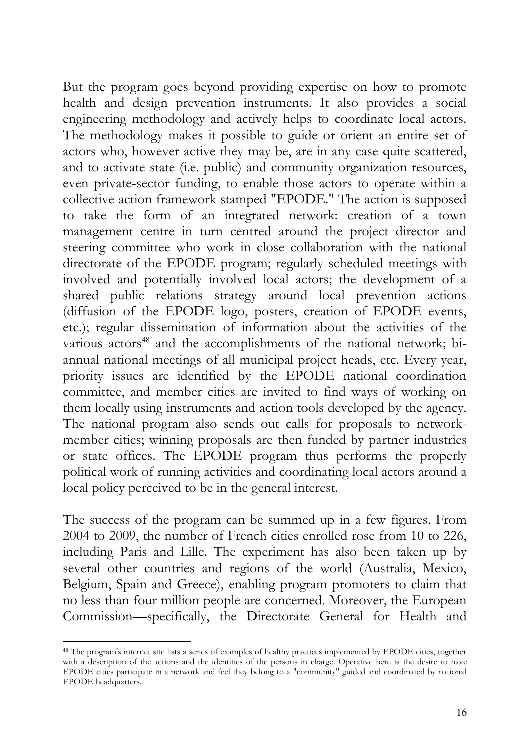But the program goes beyond providing expertise on how to promote health and design prevention instruments. It also provides a social engineering methodology and actively helps to coordinate local actors. The methodology makes it possible to guide or orient an entire set of actors who, however active they may be, are in any case quite scattered, and to activate state (i.e. public) and community organization resources, even private-sector funding, to enable those actors to operate within a collective action framework stamped "EPODE." The action is supposed to take the form of an integrated network: creation of a town management centre in turn centred around the project director and steering committee who work in close collaboration with the national directorate of the EPODE program; regularly scheduled meetings with involved and potentially involved local actors; the development of a shared public relations strategy around local prevention actions (diffusion of the EPODE logo, posters, creation of EPODE events, etc.); regular dissemination of information about the activities of the various actors[48] and the accomplishments of the national network; bi-annual national meetings of all municipal project heads, etc. Every year, priority issues are identified by the EPODE national coordination committee, and member cities are invited to find ways of working on them locally using instruments and action tools developed by the agency. The national program also sends out calls for proposals to network-member cities; winning proposals are then funded by partner industries or state offices. The EPODE program thus performs the properly political work of running activities and coordinating local actors around a local policy perceived to be in the general interest.

The success of the program can be summed up in a few figures. From 2004 to 2009, the number of French cities enrolled rose from 10 to 226, including Paris and Lille. The experiment has also been taken up by several other countries and regions of the world (Australia, Mexico, Belgium, Spain and Greece), enabling program promoters to claim that no less than four million people are concerned. Moreover, the European Commission—specifically, the Directorate General for Health and

[48] The program's internet site lists a series of examples of healthy practices implemented by EPODE cities, together with a description of the actions and the identities of the persons in charge. Operative here is the desire to have EPODE cities participate in a network and feel they belong to a "community" guided and coordinated by national EPODE headquarters.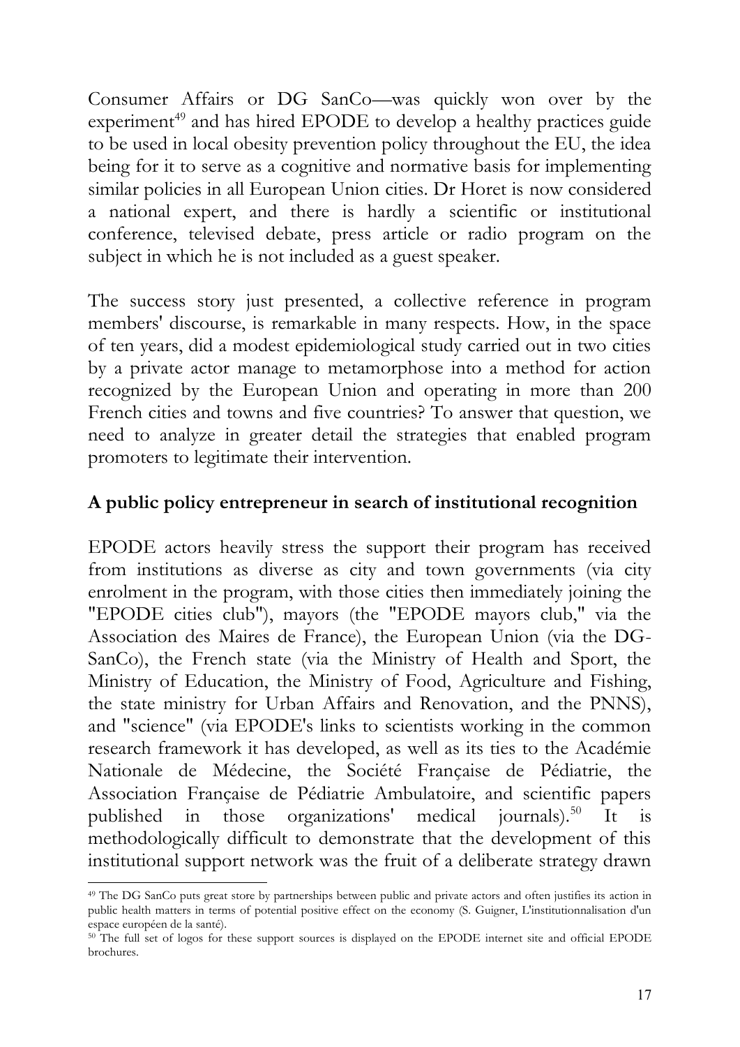Consumer Affairs or DG SanCo—was quickly won over by the experiment[49] and has hired EPODE to develop a healthy practices guide to be used in local obesity prevention policy throughout the EU, the idea being for it to serve as a cognitive and normative basis for implementing similar policies in all European Union cities. Dr Horet is now considered a national expert, and there is hardly a scientific or institutional conference, televised debate, press article or radio program on the subject in which he is not included as a guest speaker.

The success story just presented, a collective reference in program members' discourse, is remarkable in many respects. How, in the space of ten years, did a modest epidemiological study carried out in two cities by a private actor manage to metamorphose into a method for action recognized by the European Union and operating in more than 200 French cities and towns and five countries? To answer that question, we need to analyze in greater detail the strategies that enabled program promoters to legitimate their intervention.

## A public policy entrepreneur in search of institutional recognition

EPODE actors heavily stress the support their program has received from institutions as diverse as city and town governments (via city enrolment in the program, with those cities then immediately joining the "EPODE cities club"), mayors (the "EPODE mayors club," via the Association des Maires de France), the European Union (via the DG-SanCo), the French state (via the Ministry of Health and Sport, the Ministry of Education, the Ministry of Food, Agriculture and Fishing, the state ministry for Urban Affairs and Renovation, and the PNNS), and "science" (via EPODE's links to scientists working in the common research framework it has developed, as well as its ties to the Académie Nationale de Médecine, the Société Française de Pédiatrie, the Association Française de Pédiatrie Ambulatoire, and scientific papers published in those organizations' medical journals).[50] It is methodologically difficult to demonstrate that the development of this institutional support network was the fruit of a deliberate strategy drawn

---

[49] The DG SanCo puts great store by partnerships between public and private actors and often justifies its action in public health matters in terms of potential positive effect on the economy (S. Guigner, L'institutionnalisation d'un espace européen de la santé).

[50] The full set of logos for these support sources is displayed on the EPODE internet site and official EPODE brochures.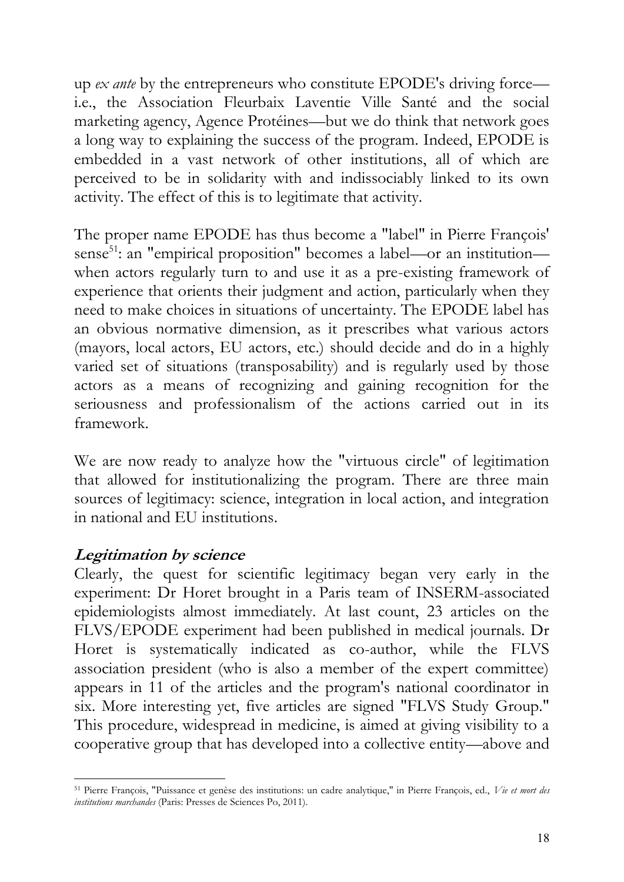up *ex ante* by the entrepreneurs who constitute EPODE's driving force—i.e., the Association Fleurbaix Laventie Ville Santé and the social marketing agency, Agence Protéines—but we do think that network goes a long way to explaining the success of the program. Indeed, EPODE is embedded in a vast network of other institutions, all of which are perceived to be in solidarity with and indissociably linked to its own activity. The effect of this is to legitimate that activity.

The proper name EPODE has thus become a "label" in Pierre François' sense[51]: an "empirical proposition" becomes a label—or an institution—when actors regularly turn to and use it as a pre-existing framework of experience that orients their judgment and action, particularly when they need to make choices in situations of uncertainty. The EPODE label has an obvious normative dimension, as it prescribes what various actors (mayors, local actors, EU actors, etc.) should decide and do in a highly varied set of situations (transposability) and is regularly used by those actors as a means of recognizing and gaining recognition for the seriousness and professionalism of the actions carried out in its framework.

We are now ready to analyze how the "virtuous circle" of legitimation that allowed for institutionalizing the program. There are three main sources of legitimacy: science, integration in local action, and integration in national and EU institutions.

### *Legitimation by science*

Clearly, the quest for scientific legitimacy began very early in the experiment: Dr Horet brought in a Paris team of INSERM-associated epidemiologists almost immediately. At last count, 23 articles on the FLVS/EPODE experiment had been published in medical journals. Dr Horet is systematically indicated as co-author, while the FLVS association president (who is also a member of the expert committee) appears in 11 of the articles and the program's national coordinator in six. More interesting yet, five articles are signed "FLVS Study Group." This procedure, widespread in medicine, is aimed at giving visibility to a cooperative group that has developed into a collective entity—above and

---

[51] Pierre François, "Puissance et genèse des institutions: un cadre analytique," in Pierre François, ed., *Vie et mort des institutions marchandes* (Paris: Presses de Sciences Po, 2011).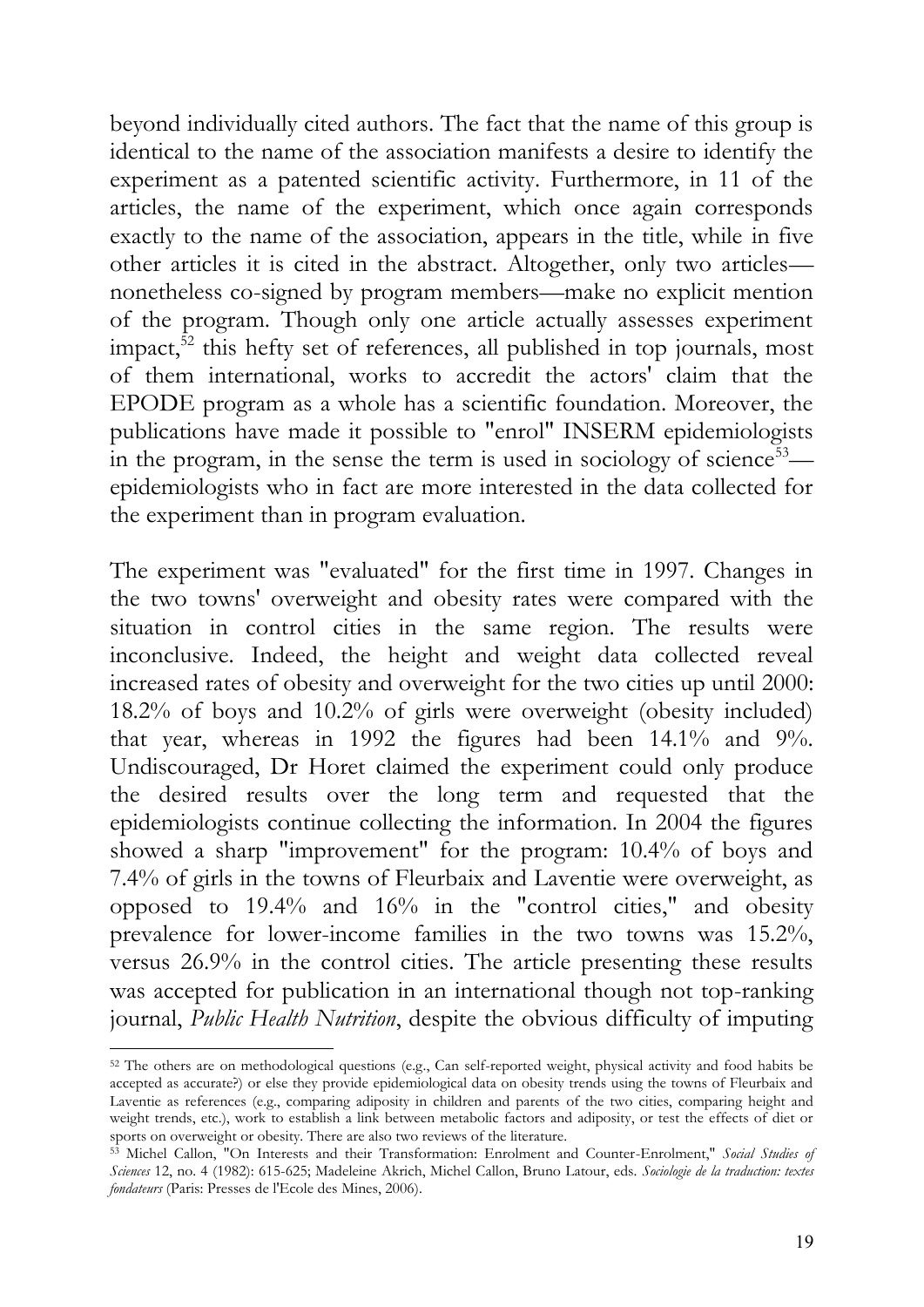beyond individually cited authors. The fact that the name of this group is identical to the name of the association manifests a desire to identify the experiment as a patented scientific activity. Furthermore, in 11 of the articles, the name of the experiment, which once again corresponds exactly to the name of the association, appears in the title, while in five other articles it is cited in the abstract. Altogether, only two articles—nonetheless co-signed by program members—make no explicit mention of the program. Though only one article actually assesses experiment impact,[52] this hefty set of references, all published in top journals, most of them international, works to accredit the actors' claim that the EPODE program as a whole has a scientific foundation. Moreover, the publications have made it possible to "enrol" INSERM epidemiologists in the program, in the sense the term is used in sociology of science[53]—epidemiologists who in fact are more interested in the data collected for the experiment than in program evaluation.

The experiment was "evaluated" for the first time in 1997. Changes in the two towns' overweight and obesity rates were compared with the situation in control cities in the same region. The results were inconclusive. Indeed, the height and weight data collected reveal increased rates of obesity and overweight for the two cities up until 2000: 18.2% of boys and 10.2% of girls were overweight (obesity included) that year, whereas in 1992 the figures had been 14.1% and 9%. Undiscouraged, Dr Horet claimed the experiment could only produce the desired results over the long term and requested that the epidemiologists continue collecting the information. In 2004 the figures showed a sharp "improvement" for the program: 10.4% of boys and 7.4% of girls in the towns of Fleurbaix and Laventie were overweight, as opposed to 19.4% and 16% in the "control cities," and obesity prevalence for lower-income families in the two towns was 15.2%, versus 26.9% in the control cities. The article presenting these results was accepted for publication in an international though not top-ranking journal, *Public Health Nutrition*, despite the obvious difficulty of imputing

[52] The others are on methodological questions (e.g., Can self-reported weight, physical activity and food habits be accepted as accurate?) or else they provide epidemiological data on obesity trends using the towns of Fleurbaix and Laventie as references (e.g., comparing adiposity in children and parents of the two cities, comparing height and weight trends, etc.), work to establish a link between metabolic factors and adiposity, or test the effects of diet or sports on overweight or obesity. There are also two reviews of the literature.

[53] Michel Callon, "On Interests and their Transformation: Enrolment and Counter-Enrolment," *Social Studies of Sciences* 12, no. 4 (1982): 615-625; Madeleine Akrich, Michel Callon, Bruno Latour, eds. *Sociologie de la traduction: textes fondateurs* (Paris: Presses de l'Ecole des Mines, 2006).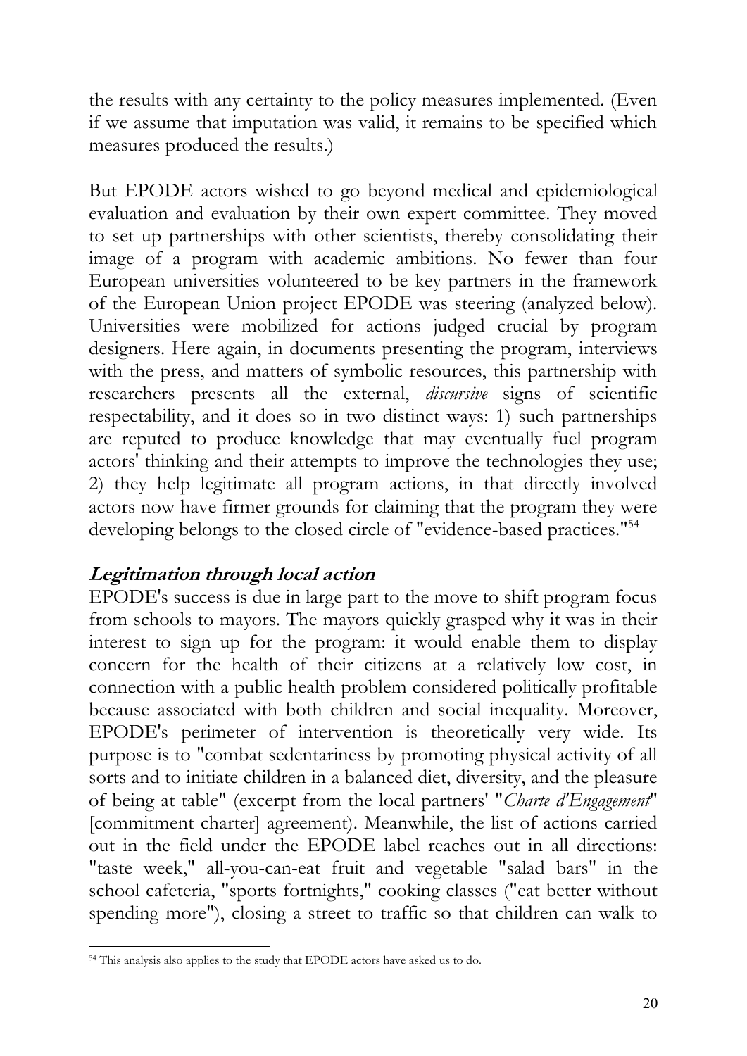the results with any certainty to the policy measures implemented. (Even if we assume that imputation was valid, it remains to be specified which measures produced the results.)

But EPODE actors wished to go beyond medical and epidemiological evaluation and evaluation by their own expert committee. They moved to set up partnerships with other scientists, thereby consolidating their image of a program with academic ambitions. No fewer than four European universities volunteered to be key partners in the framework of the European Union project EPODE was steering (analyzed below). Universities were mobilized for actions judged crucial by program designers. Here again, in documents presenting the program, interviews with the press, and matters of symbolic resources, this partnership with researchers presents all the external, *discursive* signs of scientific respectability, and it does so in two distinct ways: 1) such partnerships are reputed to produce knowledge that may eventually fuel program actors' thinking and their attempts to improve the technologies they use; 2) they help legitimate all program actions, in that directly involved actors now have firmer grounds for claiming that the program they were developing belongs to the closed circle of "evidence-based practices."[54]

### Legitimation through local action

EPODE's success is due in large part to the move to shift program focus from schools to mayors. The mayors quickly grasped why it was in their interest to sign up for the program: it would enable them to display concern for the health of their citizens at a relatively low cost, in connection with a public health problem considered politically profitable because associated with both children and social inequality. Moreover, EPODE's perimeter of intervention is theoretically very wide. Its purpose is to "combat sedentariness by promoting physical activity of all sorts and to initiate children in a balanced diet, diversity, and the pleasure of being at table" (excerpt from the local partners' "*Charte d'Engagement*" [commitment charter] agreement). Meanwhile, the list of actions carried out in the field under the EPODE label reaches out in all directions: "taste week," all-you-can-eat fruit and vegetable "salad bars" in the school cafeteria, "sports fortnights," cooking classes ("eat better without spending more"), closing a street to traffic so that children can walk to

---

[54] This analysis also applies to the study that EPODE actors have asked us to do.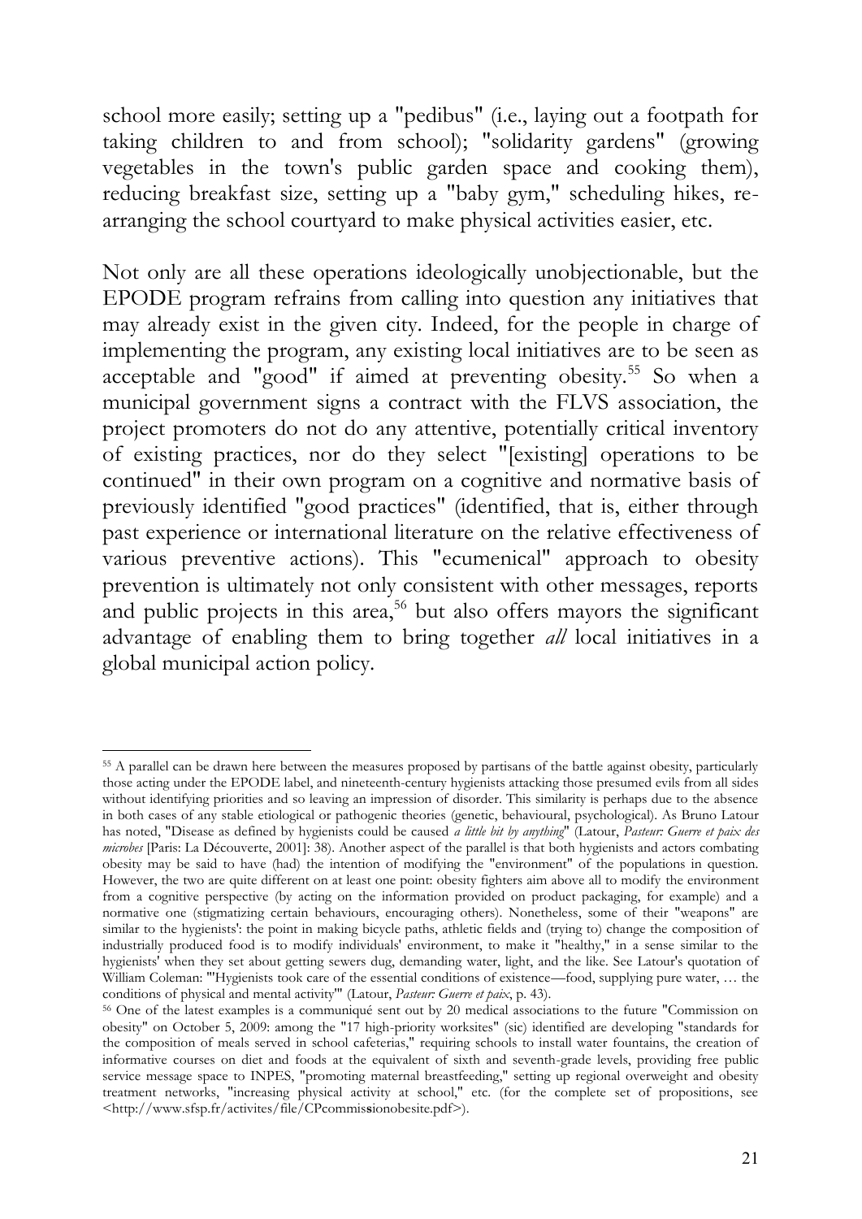school more easily; setting up a "pedibus" (i.e., laying out a footpath for taking children to and from school); "solidarity gardens" (growing vegetables in the town's public garden space and cooking them), reducing breakfast size, setting up a "baby gym," scheduling hikes, re-arranging the school courtyard to make physical activities easier, etc.

Not only are all these operations ideologically unobjectionable, but the EPODE program refrains from calling into question any initiatives that may already exist in the given city. Indeed, for the people in charge of implementing the program, any existing local initiatives are to be seen as acceptable and "good" if aimed at preventing obesity.[55] So when a municipal government signs a contract with the FLVS association, the project promoters do not do any attentive, potentially critical inventory of existing practices, nor do they select "[existing] operations to be continued" in their own program on a cognitive and normative basis of previously identified "good practices" (identified, that is, either through past experience or international literature on the relative effectiveness of various preventive actions). This "ecumenical" approach to obesity prevention is ultimately not only consistent with other messages, reports and public projects in this area,[56] but also offers mayors the significant advantage of enabling them to bring together *all* local initiatives in a global municipal action policy.

---

[55] A parallel can be drawn here between the measures proposed by partisans of the battle against obesity, particularly those acting under the EPODE label, and nineteenth-century hygienists attacking those presumed evils from all sides without identifying priorities and so leaving an impression of disorder. This similarity is perhaps due to the absence in both cases of any stable etiological or pathogenic theories (genetic, behavioural, psychological). As Bruno Latour has noted, "Disease as defined by hygienists could be caused *a little bit by anything*" (Latour, *Pasteur: Guerre et paix des microbes* [Paris: La Découverte, 2001]: 38). Another aspect of the parallel is that both hygienists and actors combating obesity may be said to have (had) the intention of modifying the "environment" of the populations in question. However, the two are quite different on at least one point: obesity fighters aim above all to modify the environment from a cognitive perspective (by acting on the information provided on product packaging, for example) and a normative one (stigmatizing certain behaviours, encouraging others). Nonetheless, some of their "weapons" are similar to the hygienists': the point in making bicycle paths, athletic fields and (trying to) change the composition of industrially produced food is to modify individuals' environment, to make it "healthy," in a sense similar to the hygienists' when they set about getting sewers dug, demanding water, light, and the like. See Latour's quotation of William Coleman: "'Hygienists took care of the essential conditions of existence—food, supplying pure water, … the conditions of physical and mental activity'" (Latour, *Pasteur: Guerre et paix*, p. 43).

[56] One of the latest examples is a communiqué sent out by 20 medical associations to the future "Commission on obesity" on October 5, 2009: among the "17 high-priority worksites" (sic) identified are developing "standards for the composition of meals served in school cafeterias," requiring schools to install water fountains, the creation of informative courses on diet and foods at the equivalent of sixth and seventh-grade levels, providing free public service message space to INPES, "promoting maternal breastfeeding," setting up regional overweight and obesity treatment networks, "increasing physical activity at school," etc. (for the complete set of propositions, see <http://www.sfsp.fr/activites/file/CPcommissionobesite.pdf>).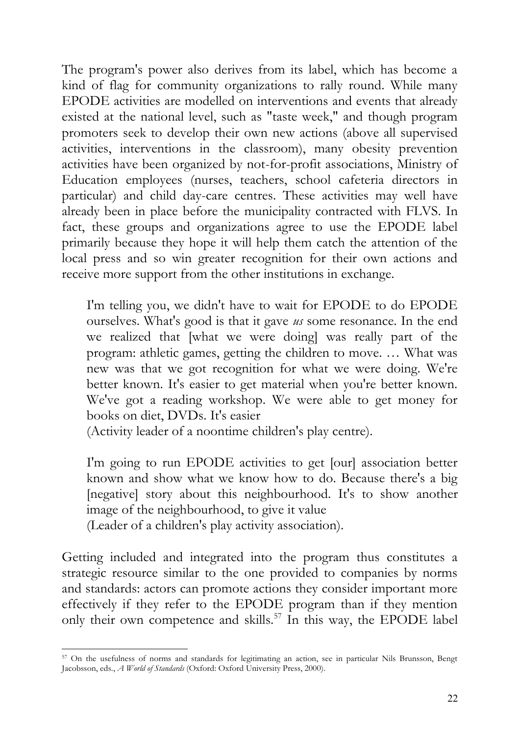The program's power also derives from its label, which has become a kind of flag for community organizations to rally round. While many EPODE activities are modelled on interventions and events that already existed at the national level, such as "taste week," and though program promoters seek to develop their own new actions (above all supervised activities, interventions in the classroom), many obesity prevention activities have been organized by not-for-profit associations, Ministry of Education employees (nurses, teachers, school cafeteria directors in particular) and child day-care centres. These activities may well have already been in place before the municipality contracted with FLVS. In fact, these groups and organizations agree to use the EPODE label primarily because they hope it will help them catch the attention of the local press and so win greater recognition for their own actions and receive more support from the other institutions in exchange.

> I'm telling you, we didn't have to wait for EPODE to do EPODE ourselves. What's good is that it gave *us* some resonance. In the end we realized that [what we were doing] was really part of the program: athletic games, getting the children to move. … What was new was that we got recognition for what we were doing. We're better known. It's easier to get material when you're better known. We've got a reading workshop. We were able to get money for books on diet, DVDs. It's easier
> (Activity leader of a noontime children's play centre).

> I'm going to run EPODE activities to get [our] association better known and show what we know how to do. Because there's a big [negative] story about this neighbourhood. It's to show another image of the neighbourhood, to give it value
> (Leader of a children's play activity association).

Getting included and integrated into the program thus constitutes a strategic resource similar to the one provided to companies by norms and standards: actors can promote actions they consider important more effectively if they refer to the EPODE program than if they mention only their own competence and skills.[57] In this way, the EPODE label

---

[57] On the usefulness of norms and standards for legitimating an action, see in particular Nils Brunsson, Bengt Jacobsson, eds., *A World of Standards* (Oxford: Oxford University Press, 2000).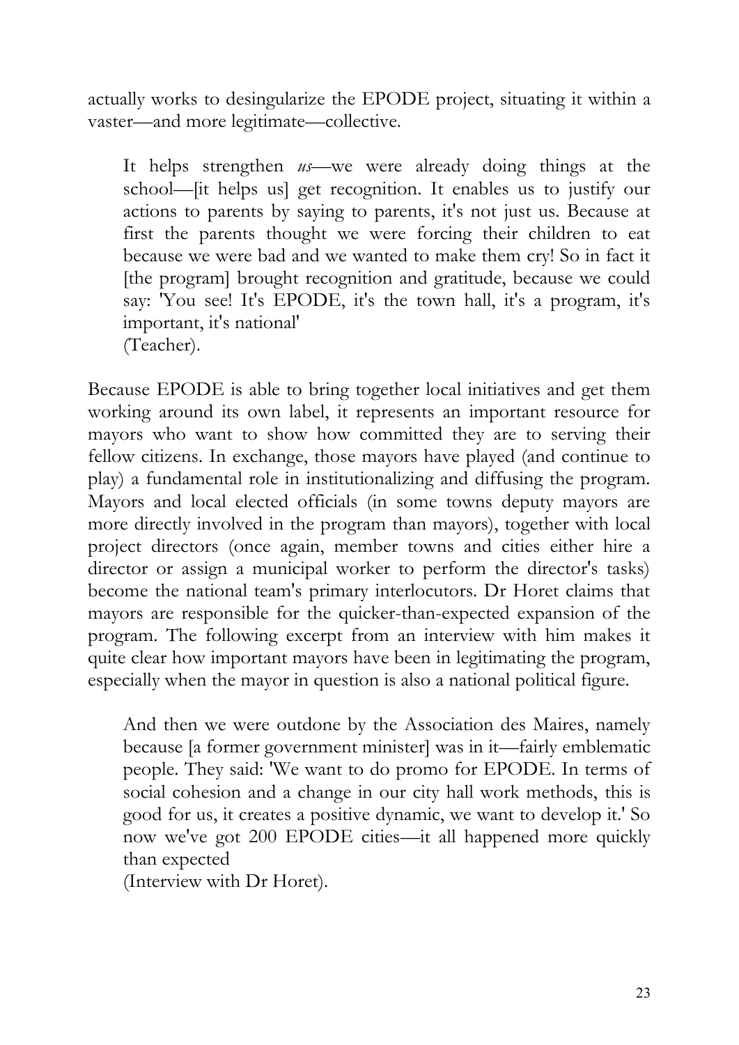actually works to desingularize the EPODE project, situating it within a vaster—and more legitimate—collective.

> It helps strengthen *us*—we were already doing things at the school—[it helps us] get recognition. It enables us to justify our actions to parents by saying to parents, it's not just us. Because at first the parents thought we were forcing their children to eat because we were bad and we wanted to make them cry! So in fact it [the program] brought recognition and gratitude, because we could say: 'You see! It's EPODE, it's the town hall, it's a program, it's important, it's national'
> (Teacher).

Because EPODE is able to bring together local initiatives and get them working around its own label, it represents an important resource for mayors who want to show how committed they are to serving their fellow citizens. In exchange, those mayors have played (and continue to play) a fundamental role in institutionalizing and diffusing the program. Mayors and local elected officials (in some towns deputy mayors are more directly involved in the program than mayors), together with local project directors (once again, member towns and cities either hire a director or assign a municipal worker to perform the director's tasks) become the national team's primary interlocutors. Dr Horet claims that mayors are responsible for the quicker-than-expected expansion of the program. The following excerpt from an interview with him makes it quite clear how important mayors have been in legitimating the program, especially when the mayor in question is also a national political figure.

> And then we were outdone by the Association des Maires, namely because [a former government minister] was in it—fairly emblematic people. They said: 'We want to do promo for EPODE. In terms of social cohesion and a change in our city hall work methods, this is good for us, it creates a positive dynamic, we want to develop it.' So now we've got 200 EPODE cities—it all happened more quickly than expected
> (Interview with Dr Horet).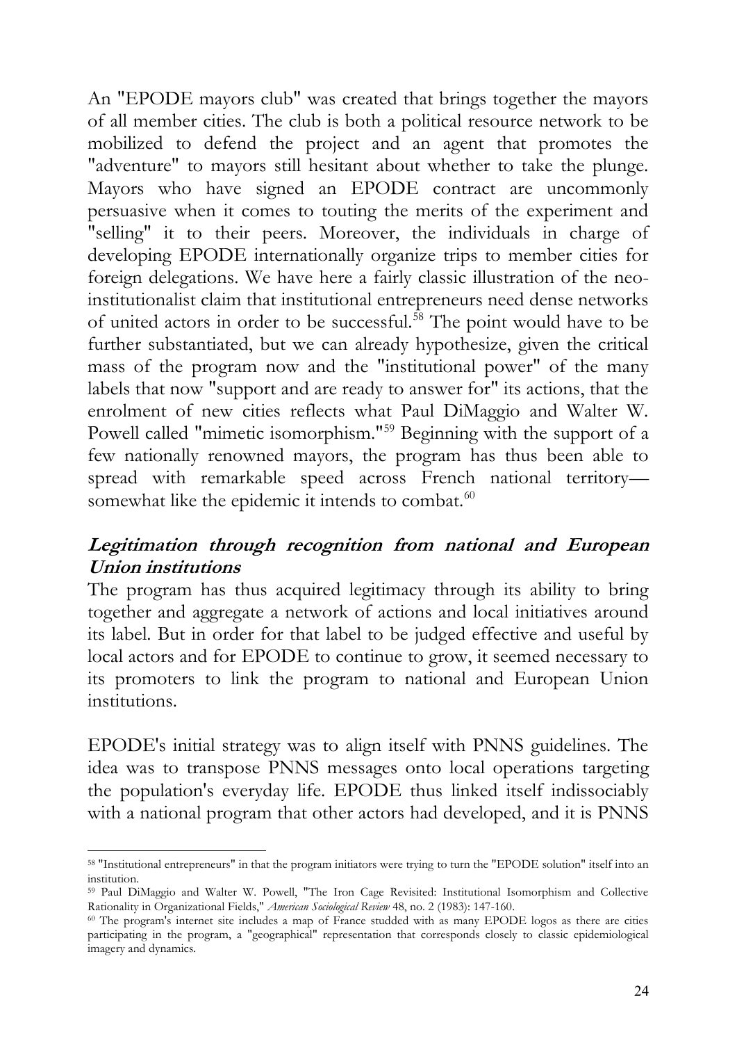An "EPODE mayors club" was created that brings together the mayors of all member cities. The club is both a political resource network to be mobilized to defend the project and an agent that promotes the "adventure" to mayors still hesitant about whether to take the plunge. Mayors who have signed an EPODE contract are uncommonly persuasive when it comes to touting the merits of the experiment and "selling" it to their peers. Moreover, the individuals in charge of developing EPODE internationally organize trips to member cities for foreign delegations. We have here a fairly classic illustration of the neo-institutionalist claim that institutional entrepreneurs need dense networks of united actors in order to be successful.[58] The point would have to be further substantiated, but we can already hypothesize, given the critical mass of the program now and the "institutional power" of the many labels that now "support and are ready to answer for" its actions, that the enrolment of new cities reflects what Paul DiMaggio and Walter W. Powell called "mimetic isomorphism."[59] Beginning with the support of a few nationally renowned mayors, the program has thus been able to spread with remarkable speed across French national territory—somewhat like the epidemic it intends to combat.[60]

### *Legitimation through recognition from national and European Union institutions*

The program has thus acquired legitimacy through its ability to bring together and aggregate a network of actions and local initiatives around its label. But in order for that label to be judged effective and useful by local actors and for EPODE to continue to grow, it seemed necessary to its promoters to link the program to national and European Union institutions.

EPODE's initial strategy was to align itself with PNNS guidelines. The idea was to transpose PNNS messages onto local operations targeting the population's everyday life. EPODE thus linked itself indissociably with a national program that other actors had developed, and it is PNNS

---

[58] "Institutional entrepreneurs" in that the program initiators were trying to turn the "EPODE solution" itself into an institution.

[59] Paul DiMaggio and Walter W. Powell, "The Iron Cage Revisited: Institutional Isomorphism and Collective Rationality in Organizational Fields," *American Sociological Review* 48, no. 2 (1983): 147-160.

[60] The program's internet site includes a map of France studded with as many EPODE logos as there are cities participating in the program, a "geographical" representation that corresponds closely to classic epidemiological imagery and dynamics.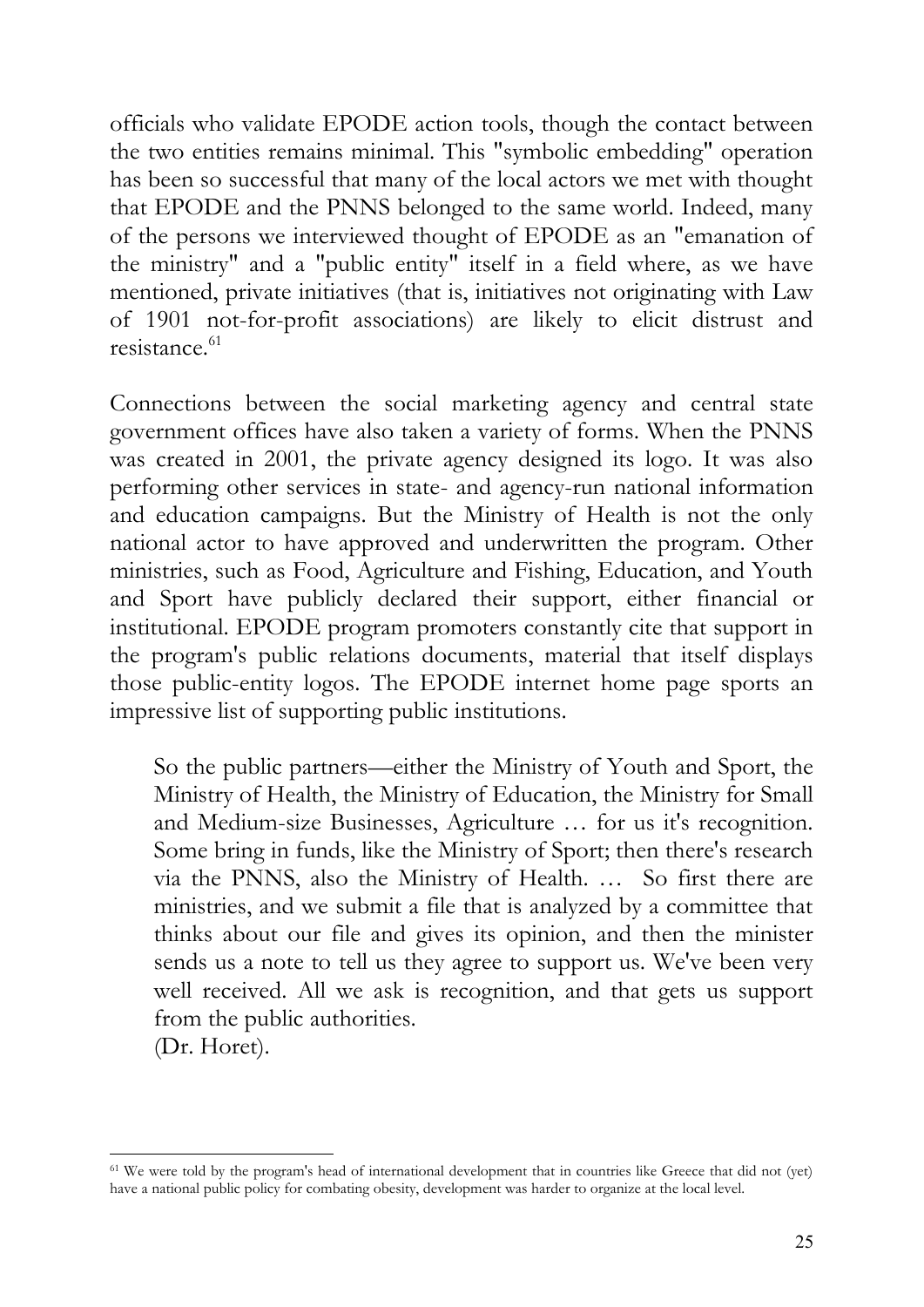officials who validate EPODE action tools, though the contact between the two entities remains minimal. This "symbolic embedding" operation has been so successful that many of the local actors we met with thought that EPODE and the PNNS belonged to the same world. Indeed, many of the persons we interviewed thought of EPODE as an "emanation of the ministry" and a "public entity" itself in a field where, as we have mentioned, private initiatives (that is, initiatives not originating with Law of 1901 not-for-profit associations) are likely to elicit distrust and resistance.[61]

Connections between the social marketing agency and central state government offices have also taken a variety of forms. When the PNNS was created in 2001, the private agency designed its logo. It was also performing other services in state- and agency-run national information and education campaigns. But the Ministry of Health is not the only national actor to have approved and underwritten the program. Other ministries, such as Food, Agriculture and Fishing, Education, and Youth and Sport have publicly declared their support, either financial or institutional. EPODE program promoters constantly cite that support in the program's public relations documents, material that itself displays those public-entity logos. The EPODE internet home page sports an impressive list of supporting public institutions.

> So the public partners—either the Ministry of Youth and Sport, the Ministry of Health, the Ministry of Education, the Ministry for Small and Medium-size Businesses, Agriculture … for us it's recognition. Some bring in funds, like the Ministry of Sport; then there's research via the PNNS, also the Ministry of Health. … So first there are ministries, and we submit a file that is analyzed by a committee that thinks about our file and gives its opinion, and then the minister sends us a note to tell us they agree to support us. We've been very well received. All we ask is recognition, and that gets us support from the public authorities.
> (Dr. Horet).

[61] We were told by the program's head of international development that in countries like Greece that did not (yet) have a national public policy for combating obesity, development was harder to organize at the local level.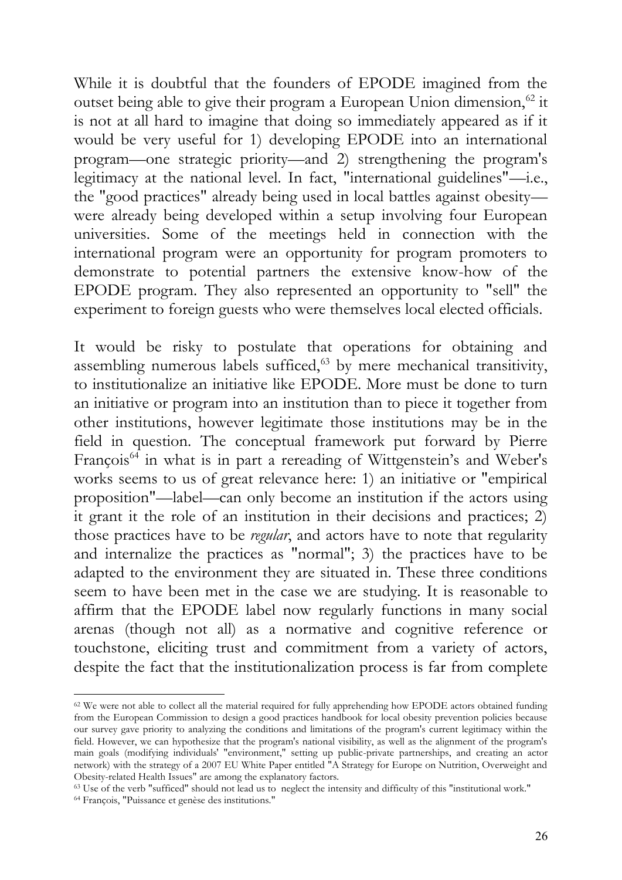While it is doubtful that the founders of EPODE imagined from the outset being able to give their program a European Union dimension,[62] it is not at all hard to imagine that doing so immediately appeared as if it would be very useful for 1) developing EPODE into an international program—one strategic priority—and 2) strengthening the program's legitimacy at the national level. In fact, "international guidelines"—i.e., the "good practices" already being used in local battles against obesity—were already being developed within a setup involving four European universities. Some of the meetings held in connection with the international program were an opportunity for program promoters to demonstrate to potential partners the extensive know-how of the EPODE program. They also represented an opportunity to "sell" the experiment to foreign guests who were themselves local elected officials.

It would be risky to postulate that operations for obtaining and assembling numerous labels sufficed,[63] by mere mechanical transitivity, to institutionalize an initiative like EPODE. More must be done to turn an initiative or program into an institution than to piece it together from other institutions, however legitimate those institutions may be in the field in question. The conceptual framework put forward by Pierre François[64] in what is in part a rereading of Wittgenstein's and Weber's works seems to us of great relevance here: 1) an initiative or "empirical proposition"—label—can only become an institution if the actors using it grant it the role of an institution in their decisions and practices; 2) those practices have to be *regular*, and actors have to note that regularity and internalize the practices as "normal"; 3) the practices have to be adapted to the environment they are situated in. These three conditions seem to have been met in the case we are studying. It is reasonable to affirm that the EPODE label now regularly functions in many social arenas (though not all) as a normative and cognitive reference or touchstone, eliciting trust and commitment from a variety of actors, despite the fact that the institutionalization process is far from complete

---

[62] We were not able to collect all the material required for fully apprehending how EPODE actors obtained funding from the European Commission to design a good practices handbook for local obesity prevention policies because our survey gave priority to analyzing the conditions and limitations of the program's current legitimacy within the field. However, we can hypothesize that the program's national visibility, as well as the alignment of the program's main goals (modifying individuals' "environment," setting up public-private partnerships, and creating an actor network) with the strategy of a 2007 EU White Paper entitled "A Strategy for Europe on Nutrition, Overweight and Obesity-related Health Issues" are among the explanatory factors.

[63] Use of the verb "sufficed" should not lead us to neglect the intensity and difficulty of this "institutional work."

[64] François, "Puissance et genèse des institutions."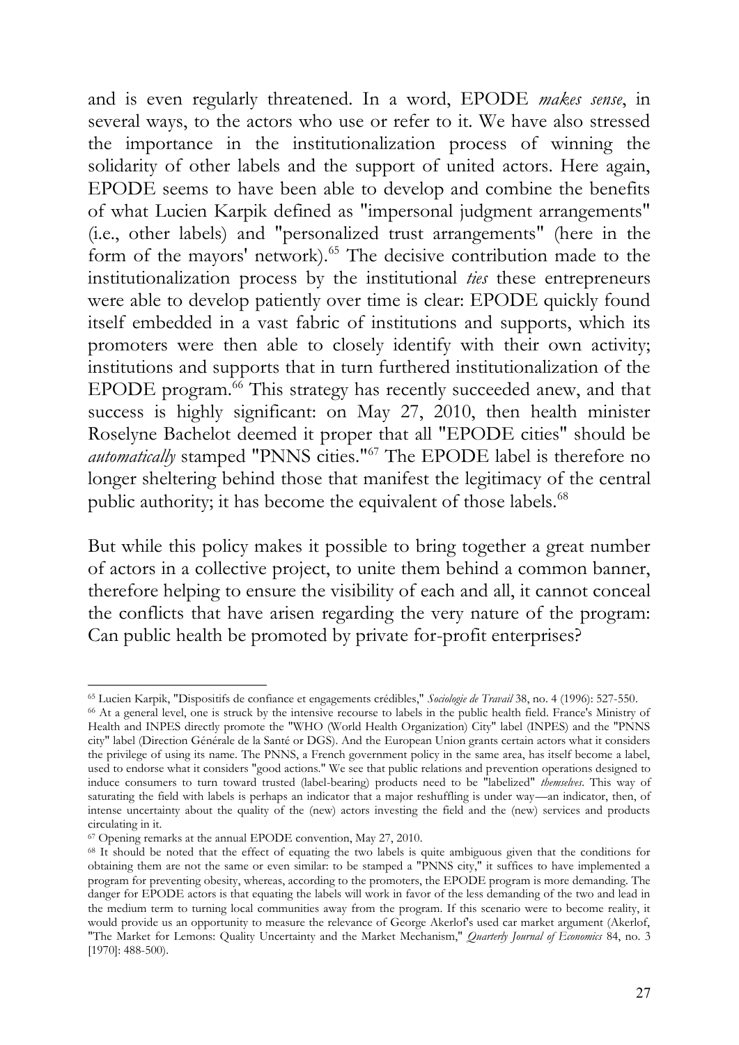and is even regularly threatened. In a word, EPODE *makes sense*, in several ways, to the actors who use or refer to it. We have also stressed the importance in the institutionalization process of winning the solidarity of other labels and the support of united actors. Here again, EPODE seems to have been able to develop and combine the benefits of what Lucien Karpik defined as "impersonal judgment arrangements" (i.e., other labels) and "personalized trust arrangements" (here in the form of the mayors' network).[65] The decisive contribution made to the institutionalization process by the institutional *ties* these entrepreneurs were able to develop patiently over time is clear: EPODE quickly found itself embedded in a vast fabric of institutions and supports, which its promoters were then able to closely identify with their own activity; institutions and supports that in turn furthered institutionalization of the EPODE program.[66] This strategy has recently succeeded anew, and that success is highly significant: on May 27, 2010, then health minister Roselyne Bachelot deemed it proper that all "EPODE cities" should be *automatically* stamped "PNNS cities."[67] The EPODE label is therefore no longer sheltering behind those that manifest the legitimacy of the central public authority; it has become the equivalent of those labels.[68]

But while this policy makes it possible to bring together a great number of actors in a collective project, to unite them behind a common banner, therefore helping to ensure the visibility of each and all, it cannot conceal the conflicts that have arisen regarding the very nature of the program: Can public health be promoted by private for-profit enterprises?

---

[65] Lucien Karpik, "Dispositifs de confiance et engagements crédibles," *Sociologie de Travail* 38, no. 4 (1996): 527-550.

[66] At a general level, one is struck by the intensive recourse to labels in the public health field. France's Ministry of Health and INPES directly promote the "WHO (World Health Organization) City" label (INPES) and the "PNNS city" label (Direction Générale de la Santé or DGS). And the European Union grants certain actors what it considers the privilege of using its name. The PNNS, a French government policy in the same area, has itself become a label, used to endorse what it considers "good actions." We see that public relations and prevention operations designed to induce consumers to turn toward trusted (label-bearing) products need to be "labelized" *themselves*. This way of saturating the field with labels is perhaps an indicator that a major reshuffling is under way—an indicator, then, of intense uncertainty about the quality of the (new) actors investing the field and the (new) services and products circulating in it.

[67] Opening remarks at the annual EPODE convention, May 27, 2010.

[68] It should be noted that the effect of equating the two labels is quite ambiguous given that the conditions for obtaining them are not the same or even similar: to be stamped a "PNNS city," it suffices to have implemented a program for preventing obesity, whereas, according to the promoters, the EPODE program is more demanding. The danger for EPODE actors is that equating the labels will work in favor of the less demanding of the two and lead in the medium term to turning local communities away from the program. If this scenario were to become reality, it would provide us an opportunity to measure the relevance of George Akerlof's used car market argument (Akerlof, "The Market for Lemons: Quality Uncertainty and the Market Mechanism," *Quarterly Journal of Economics* 84, no. 3 [1970]: 488-500).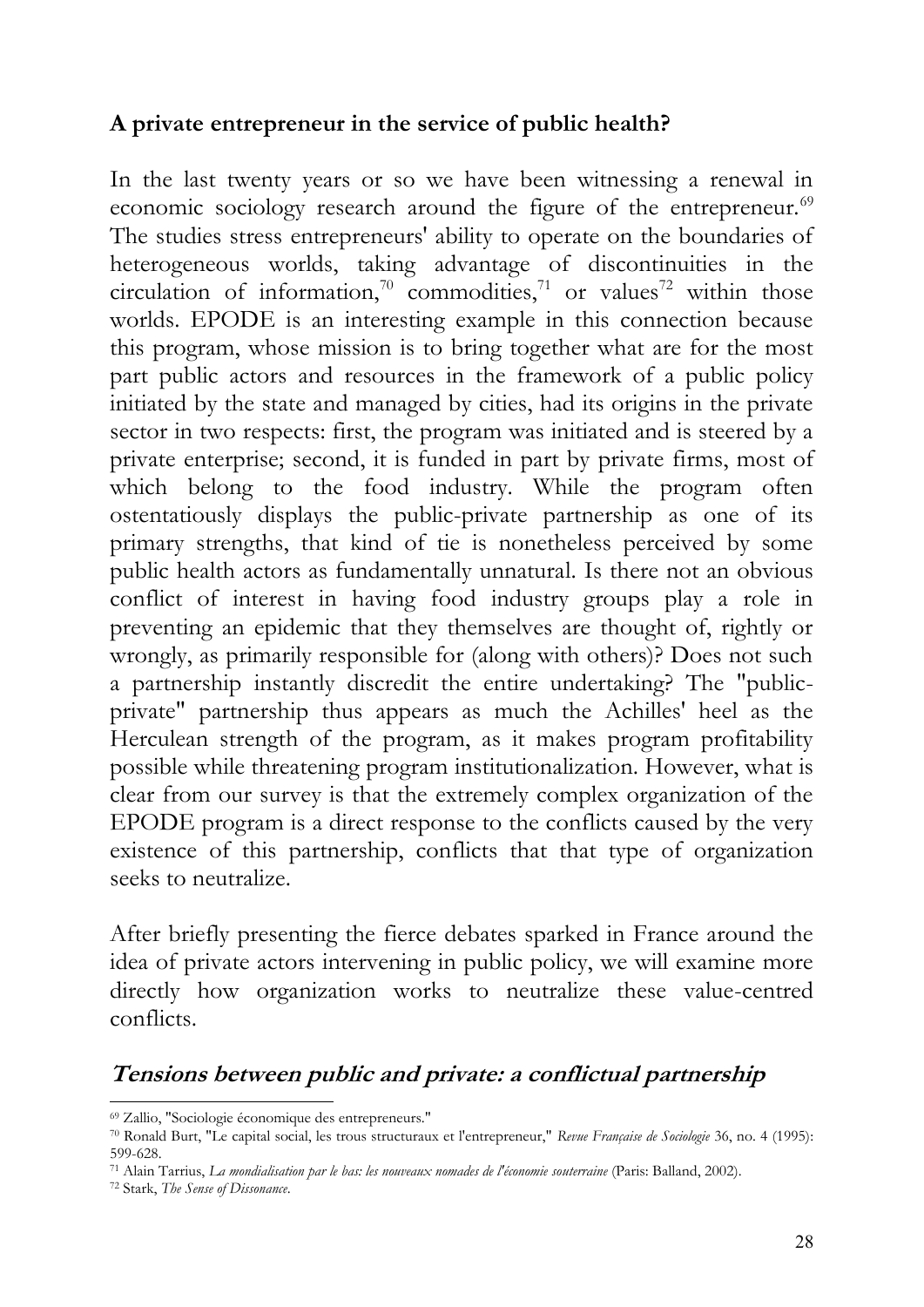### A private entrepreneur in the service of public health?

In the last twenty years or so we have been witnessing a renewal in economic sociology research around the figure of the entrepreneur.[69] The studies stress entrepreneurs' ability to operate on the boundaries of heterogeneous worlds, taking advantage of discontinuities in the circulation of information,[70] commodities,[71] or values[72] within those worlds. EPODE is an interesting example in this connection because this program, whose mission is to bring together what are for the most part public actors and resources in the framework of a public policy initiated by the state and managed by cities, had its origins in the private sector in two respects: first, the program was initiated and is steered by a private enterprise; second, it is funded in part by private firms, most of which belong to the food industry. While the program often ostentatiously displays the public-private partnership as one of its primary strengths, that kind of tie is nonetheless perceived by some public health actors as fundamentally unnatural. Is there not an obvious conflict of interest in having food industry groups play a role in preventing an epidemic that they themselves are thought of, rightly or wrongly, as primarily responsible for (along with others)? Does not such a partnership instantly discredit the entire undertaking? The "public-private" partnership thus appears as much the Achilles' heel as the Herculean strength of the program, as it makes program profitability possible while threatening program institutionalization. However, what is clear from our survey is that the extremely complex organization of the EPODE program is a direct response to the conflicts caused by the very existence of this partnership, conflicts that that type of organization seeks to neutralize.

After briefly presenting the fierce debates sparked in France around the idea of private actors intervening in public policy, we will examine more directly how organization works to neutralize these value-centred conflicts.

#### *Tensions between public and private: a conflictual partnership*

---

[69] Zallio, "Sociologie économique des entrepreneurs."

[70] Ronald Burt, "Le capital social, les trous structuraux et l'entrepreneur," *Revue Française de Sociologie* 36, no. 4 (1995): 599-628.

[71] Alain Tarrius, *La mondialisation par le bas: les nouveaux nomades de l'économie souterraine* (Paris: Balland, 2002).

[72] Stark, *The Sense of Dissonance*.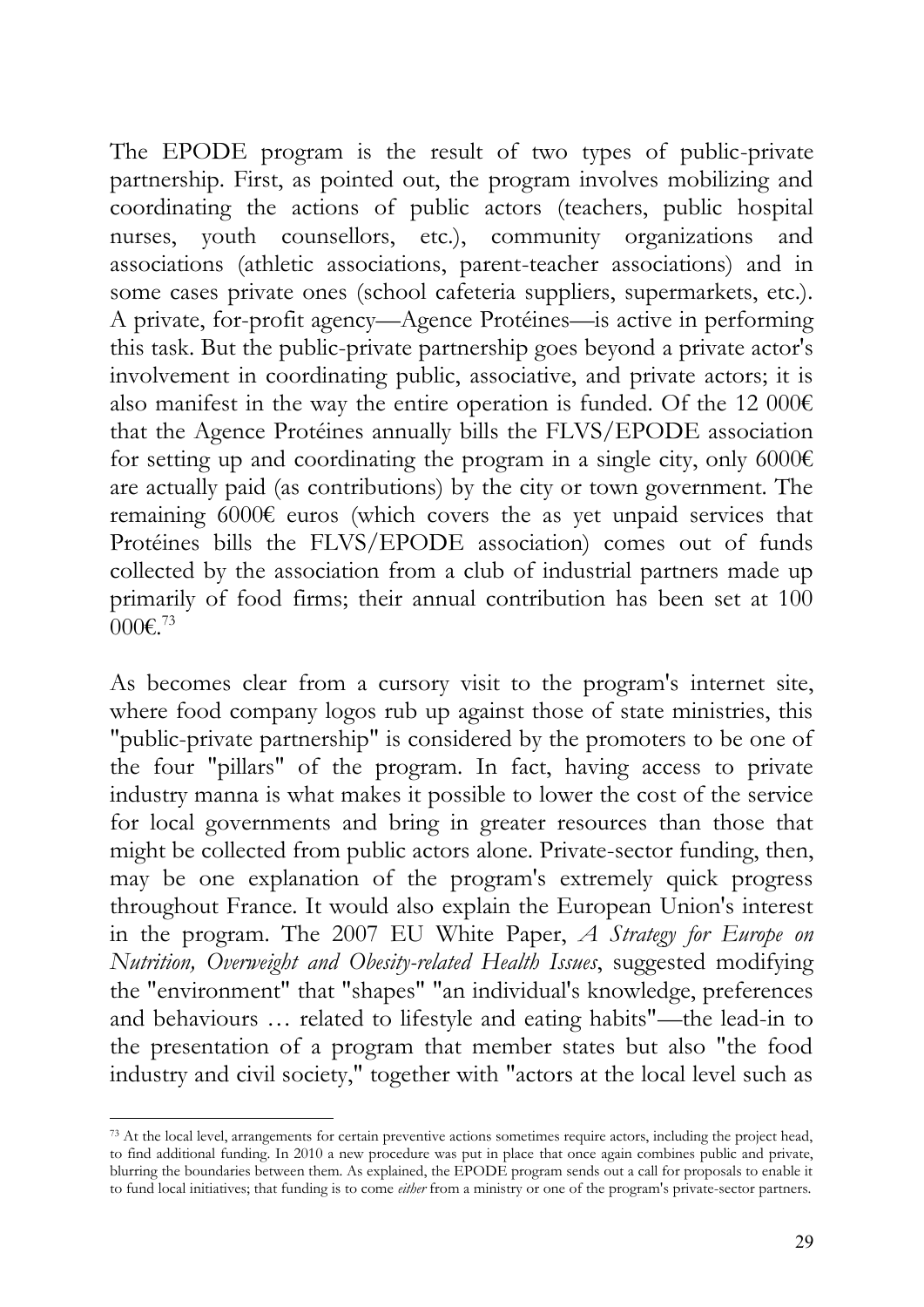The EPODE program is the result of two types of public-private partnership. First, as pointed out, the program involves mobilizing and coordinating the actions of public actors (teachers, public hospital nurses, youth counsellors, etc.), community organizations and associations (athletic associations, parent-teacher associations) and in some cases private ones (school cafeteria suppliers, supermarkets, etc.). A private, for-profit agency—Agence Protéines—is active in performing this task. But the public-private partnership goes beyond a private actor's involvement in coordinating public, associative, and private actors; it is also manifest in the way the entire operation is funded. Of the 12 000€ that the Agence Protéines annually bills the FLVS/EPODE association for setting up and coordinating the program in a single city, only 6000€ are actually paid (as contributions) by the city or town government. The remaining 6000€ euros (which covers the as yet unpaid services that Protéines bills the FLVS/EPODE association) comes out of funds collected by the association from a club of industrial partners made up primarily of food firms; their annual contribution has been set at 100 000€.[73]

As becomes clear from a cursory visit to the program's internet site, where food company logos rub up against those of state ministries, this "public-private partnership" is considered by the promoters to be one of the four "pillars" of the program. In fact, having access to private industry manna is what makes it possible to lower the cost of the service for local governments and bring in greater resources than those that might be collected from public actors alone. Private-sector funding, then, may be one explanation of the program's extremely quick progress throughout France. It would also explain the European Union's interest in the program. The 2007 EU White Paper, *A Strategy for Europe on Nutrition, Overweight and Obesity-related Health Issues*, suggested modifying the "environment" that "shapes" "an individual's knowledge, preferences and behaviours … related to lifestyle and eating habits"—the lead-in to the presentation of a program that member states but also "the food industry and civil society," together with "actors at the local level such as

---

[73] At the local level, arrangements for certain preventive actions sometimes require actors, including the project head, to find additional funding. In 2010 a new procedure was put in place that once again combines public and private, blurring the boundaries between them. As explained, the EPODE program sends out a call for proposals to enable it to fund local initiatives; that funding is to come *either* from a ministry or one of the program's private-sector partners.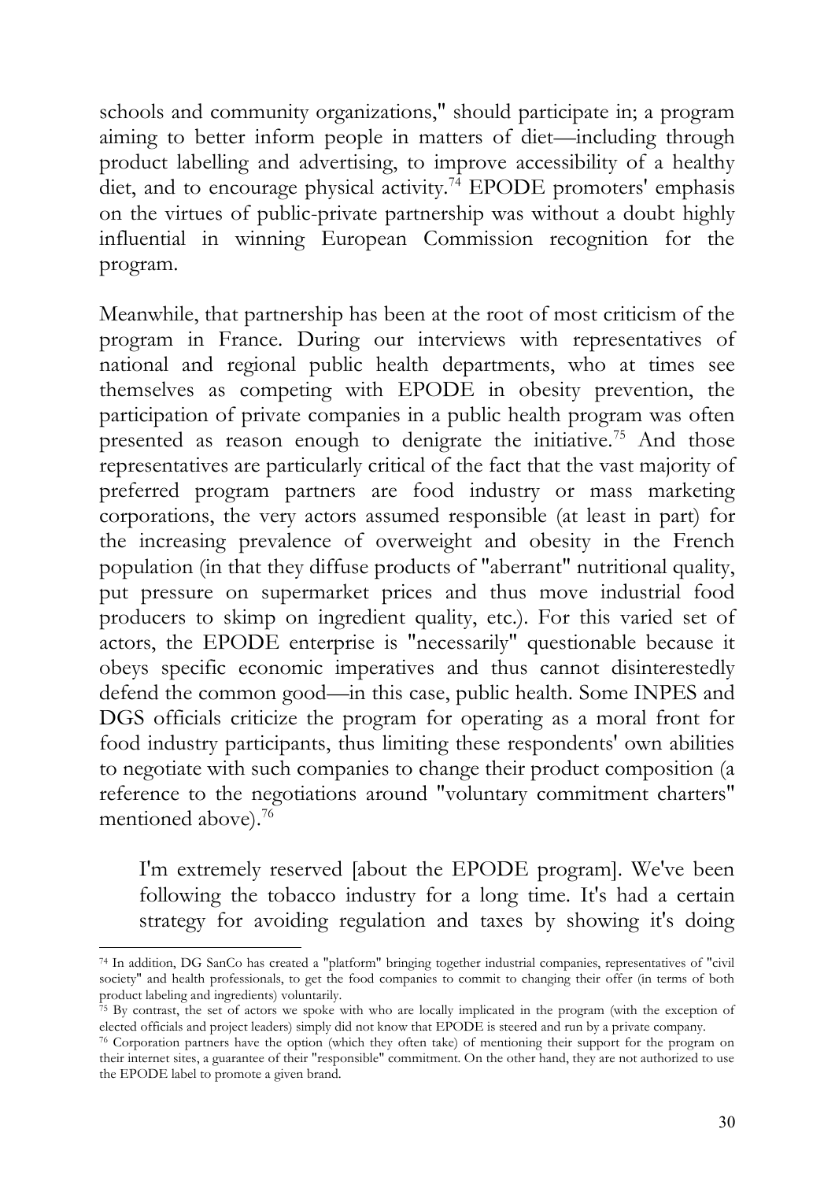schools and community organizations," should participate in; a program aiming to better inform people in matters of diet—including through product labelling and advertising, to improve accessibility of a healthy diet, and to encourage physical activity.[74] EPODE promoters' emphasis on the virtues of public-private partnership was without a doubt highly influential in winning European Commission recognition for the program.

Meanwhile, that partnership has been at the root of most criticism of the program in France. During our interviews with representatives of national and regional public health departments, who at times see themselves as competing with EPODE in obesity prevention, the participation of private companies in a public health program was often presented as reason enough to denigrate the initiative.[75] And those representatives are particularly critical of the fact that the vast majority of preferred program partners are food industry or mass marketing corporations, the very actors assumed responsible (at least in part) for the increasing prevalence of overweight and obesity in the French population (in that they diffuse products of "aberrant" nutritional quality, put pressure on supermarket prices and thus move industrial food producers to skimp on ingredient quality, etc.). For this varied set of actors, the EPODE enterprise is "necessarily" questionable because it obeys specific economic imperatives and thus cannot disinterestedly defend the common good—in this case, public health. Some INPES and DGS officials criticize the program for operating as a moral front for food industry participants, thus limiting these respondents' own abilities to negotiate with such companies to change their product composition (a reference to the negotiations around "voluntary commitment charters" mentioned above).[76]

> I'm extremely reserved [about the EPODE program]. We've been following the tobacco industry for a long time. It's had a certain strategy for avoiding regulation and taxes by showing it's doing

---

[74] In addition, DG SanCo has created a "platform" bringing together industrial companies, representatives of "civil society" and health professionals, to get the food companies to commit to changing their offer (in terms of both product labeling and ingredients) voluntarily.

[75] By contrast, the set of actors we spoke with who are locally implicated in the program (with the exception of elected officials and project leaders) simply did not know that EPODE is steered and run by a private company.

[76] Corporation partners have the option (which they often take) of mentioning their support for the program on their internet sites, a guarantee of their "responsible" commitment. On the other hand, they are not authorized to use the EPODE label to promote a given brand.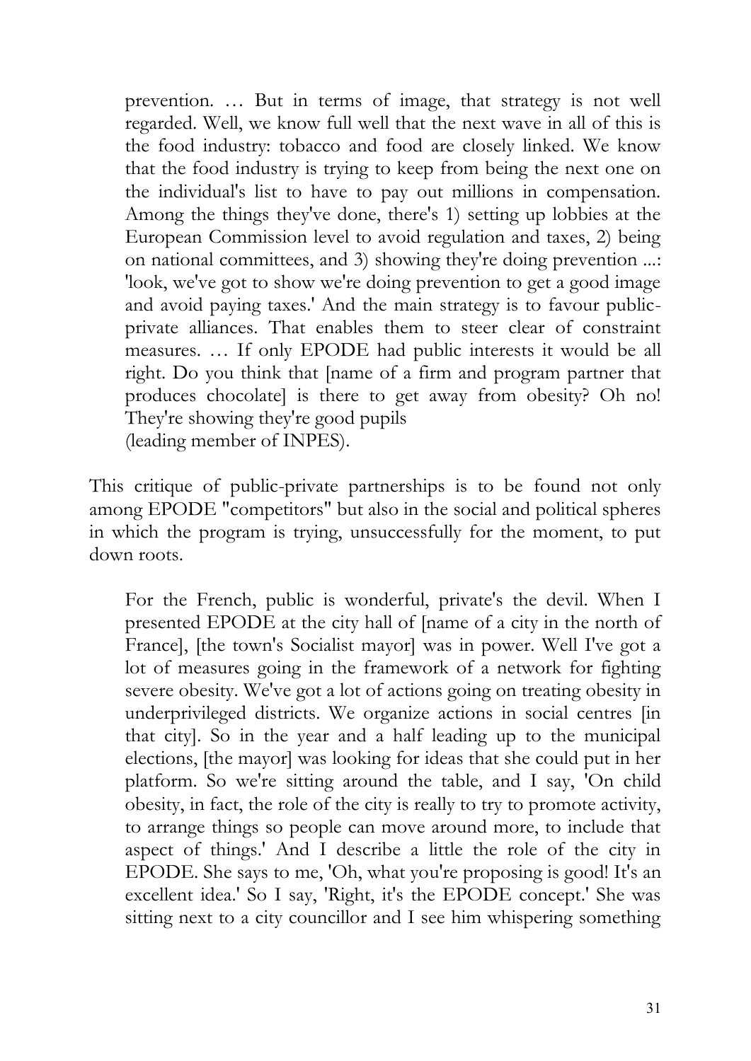> prevention. … But in terms of image, that strategy is not well regarded. Well, we know full well that the next wave in all of this is the food industry: tobacco and food are closely linked. We know that the food industry is trying to keep from being the next one on the individual's list to have to pay out millions in compensation. Among the things they've done, there's 1) setting up lobbies at the European Commission level to avoid regulation and taxes, 2) being on national committees, and 3) showing they're doing prevention ...: 'look, we've got to show we're doing prevention to get a good image and avoid paying taxes.' And the main strategy is to favour public-private alliances. That enables them to steer clear of constraint measures. … If only EPODE had public interests it would be all right. Do you think that [name of a firm and program partner that produces chocolate] is there to get away from obesity? Oh no! They're showing they're good pupils
> (leading member of INPES).

This critique of public-private partnerships is to be found not only among EPODE "competitors" but also in the social and political spheres in which the program is trying, unsuccessfully for the moment, to put down roots.

> For the French, public is wonderful, private's the devil. When I presented EPODE at the city hall of [name of a city in the north of France], [the town's Socialist mayor] was in power. Well I've got a lot of measures going in the framework of a network for fighting severe obesity. We've got a lot of actions going on treating obesity in underprivileged districts. We organize actions in social centres [in that city]. So in the year and a half leading up to the municipal elections, [the mayor] was looking for ideas that she could put in her platform. So we're sitting around the table, and I say, 'On child obesity, in fact, the role of the city is really to try to promote activity, to arrange things so people can move around more, to include that aspect of things.' And I describe a little the role of the city in EPODE. She says to me, 'Oh, what you're proposing is good! It's an excellent idea.' So I say, 'Right, it's the EPODE concept.' She was sitting next to a city councillor and I see him whispering something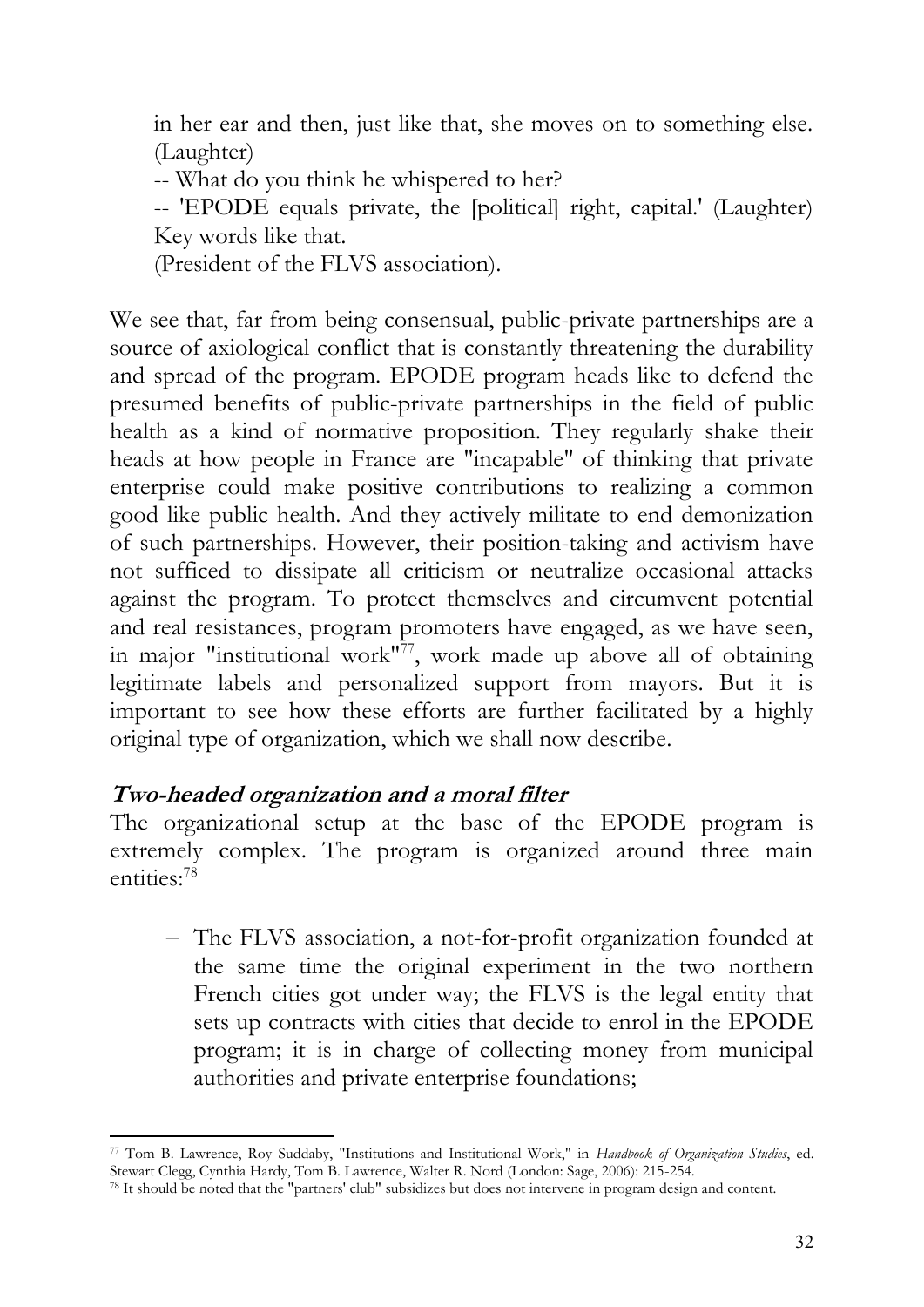> in her ear and then, just like that, she moves on to something else. (Laughter)
>
> -- What do you think he whispered to her?
>
> -- 'EPODE equals private, the [political] right, capital.' (Laughter) Key words like that.
>
> (President of the FLVS association).

We see that, far from being consensual, public-private partnerships are a source of axiological conflict that is constantly threatening the durability and spread of the program. EPODE program heads like to defend the presumed benefits of public-private partnerships in the field of public health as a kind of normative proposition. They regularly shake their heads at how people in France are "incapable" of thinking that private enterprise could make positive contributions to realizing a common good like public health. And they actively militate to end demonization of such partnerships. However, their position-taking and activism have not sufficed to dissipate all criticism or neutralize occasional attacks against the program. To protect themselves and circumvent potential and real resistances, program promoters have engaged, as we have seen, in major "institutional work"[77], work made up above all of obtaining legitimate labels and personalized support from mayors. But it is important to see how these efforts are further facilitated by a highly original type of organization, which we shall now describe.

### Two-headed organization and a moral filter

The organizational setup at the base of the EPODE program is extremely complex. The program is organized around three main entities:[78]

- The FLVS association, a not-for-profit organization founded at the same time the original experiment in the two northern French cities got under way; the FLVS is the legal entity that sets up contracts with cities that decide to enrol in the EPODE program; it is in charge of collecting money from municipal authorities and private enterprise foundations;

---

[77] Tom B. Lawrence, Roy Suddaby, "Institutions and Institutional Work," in *Handbook of Organization Studies*, ed. Stewart Clegg, Cynthia Hardy, Tom B. Lawrence, Walter R. Nord (London: Sage, 2006): 215-254.

[78] It should be noted that the "partners' club" subsidizes but does not intervene in program design and content.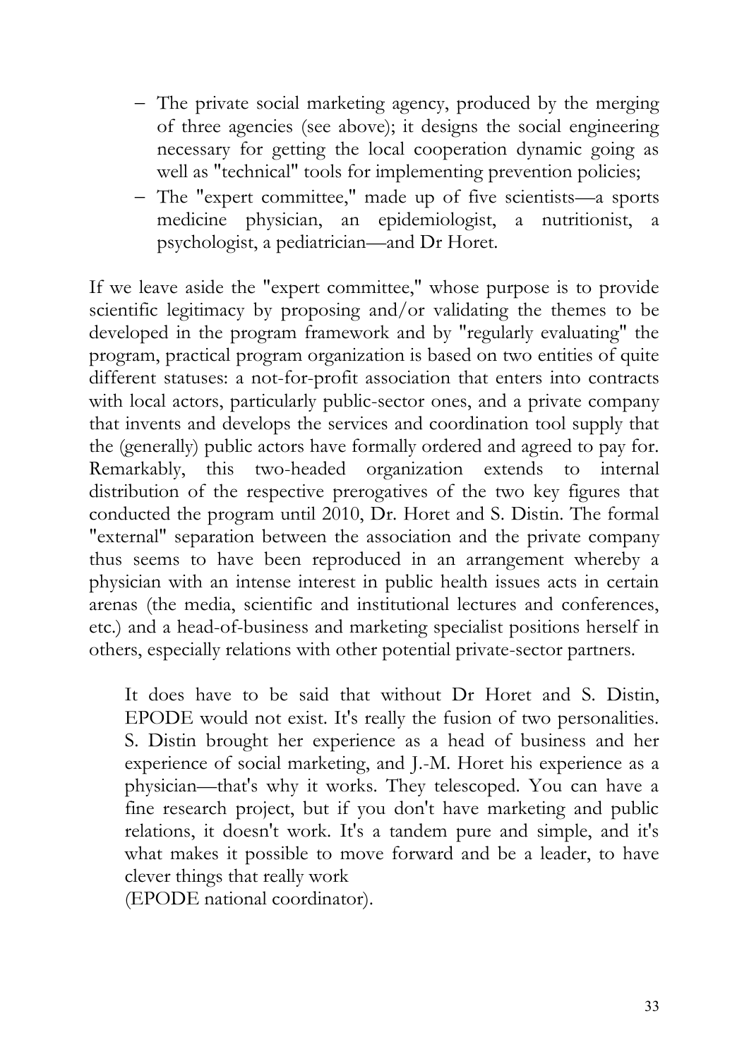- The private social marketing agency, produced by the merging of three agencies (see above); it designs the social engineering necessary for getting the local cooperation dynamic going as well as "technical" tools for implementing prevention policies;
- The "expert committee," made up of five scientists—a sports medicine physician, an epidemiologist, a nutritionist, a psychologist, a pediatrician—and Dr Horet.

If we leave aside the "expert committee," whose purpose is to provide scientific legitimacy by proposing and/or validating the themes to be developed in the program framework and by "regularly evaluating" the program, practical program organization is based on two entities of quite different statuses: a not-for-profit association that enters into contracts with local actors, particularly public-sector ones, and a private company that invents and develops the services and coordination tool supply that the (generally) public actors have formally ordered and agreed to pay for. Remarkably, this two-headed organization extends to internal distribution of the respective prerogatives of the two key figures that conducted the program until 2010, Dr. Horet and S. Distin. The formal "external" separation between the association and the private company thus seems to have been reproduced in an arrangement whereby a physician with an intense interest in public health issues acts in certain arenas (the media, scientific and institutional lectures and conferences, etc.) and a head-of-business and marketing specialist positions herself in others, especially relations with other potential private-sector partners.

> It does have to be said that without Dr Horet and S. Distin, EPODE would not exist. It's really the fusion of two personalities. S. Distin brought her experience as a head of business and her experience of social marketing, and J.-M. Horet his experience as a physician—that's why it works. They telescoped. You can have a fine research project, but if you don't have marketing and public relations, it doesn't work. It's a tandem pure and simple, and it's what makes it possible to move forward and be a leader, to have clever things that really work
> (EPODE national coordinator).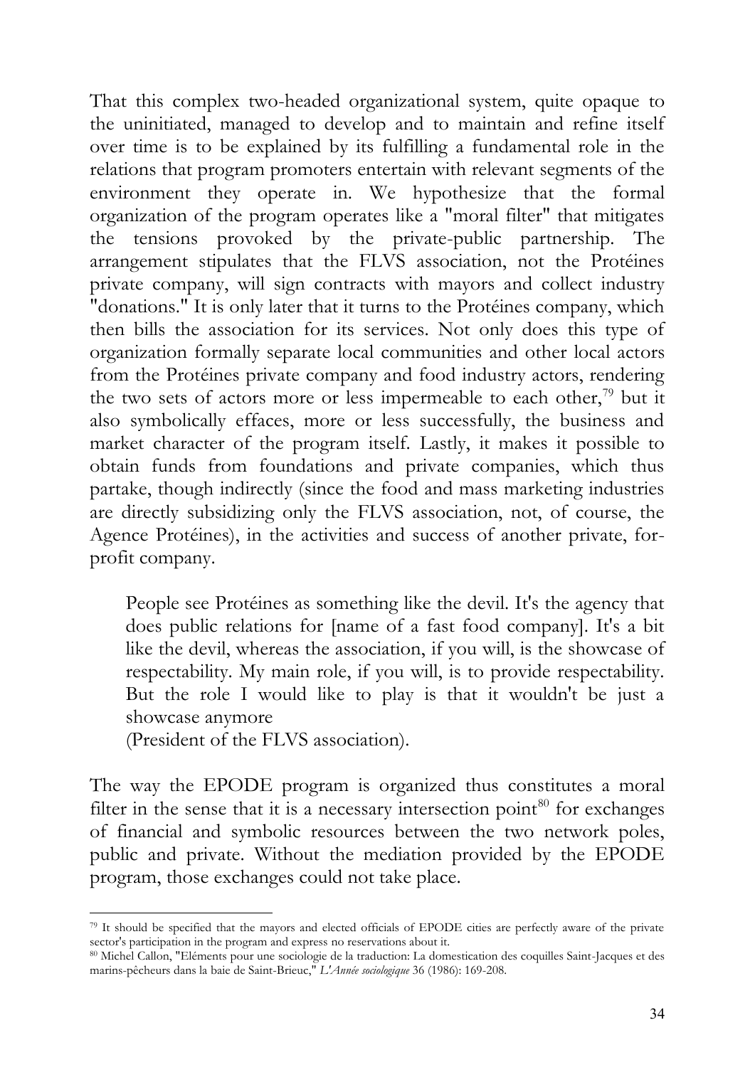That this complex two-headed organizational system, quite opaque to the uninitiated, managed to develop and to maintain and refine itself over time is to be explained by its fulfilling a fundamental role in the relations that program promoters entertain with relevant segments of the environment they operate in. We hypothesize that the formal organization of the program operates like a "moral filter" that mitigates the tensions provoked by the private-public partnership. The arrangement stipulates that the FLVS association, not the Protéines private company, will sign contracts with mayors and collect industry "donations." It is only later that it turns to the Protéines company, which then bills the association for its services. Not only does this type of organization formally separate local communities and other local actors from the Protéines private company and food industry actors, rendering the two sets of actors more or less impermeable to each other,[79] but it also symbolically effaces, more or less successfully, the business and market character of the program itself. Lastly, it makes it possible to obtain funds from foundations and private companies, which thus partake, though indirectly (since the food and mass marketing industries are directly subsidizing only the FLVS association, not, of course, the Agence Protéines), in the activities and success of another private, for-profit company.

> People see Protéines as something like the devil. It's the agency that does public relations for [name of a fast food company]. It's a bit like the devil, whereas the association, if you will, is the showcase of respectability. My main role, if you will, is to provide respectability. But the role I would like to play is that it wouldn't be just a showcase anymore
> (President of the FLVS association).

The way the EPODE program is organized thus constitutes a moral filter in the sense that it is a necessary intersection point[80] for exchanges of financial and symbolic resources between the two network poles, public and private. Without the mediation provided by the EPODE program, those exchanges could not take place.

---

[79] It should be specified that the mayors and elected officials of EPODE cities are perfectly aware of the private sector's participation in the program and express no reservations about it.

[80] Michel Callon, "Eléments pour une sociologie de la traduction: La domestication des coquilles Saint-Jacques et des marins-pêcheurs dans la baie de Saint-Brieuc," *L'Année sociologique* 36 (1986): 169-208.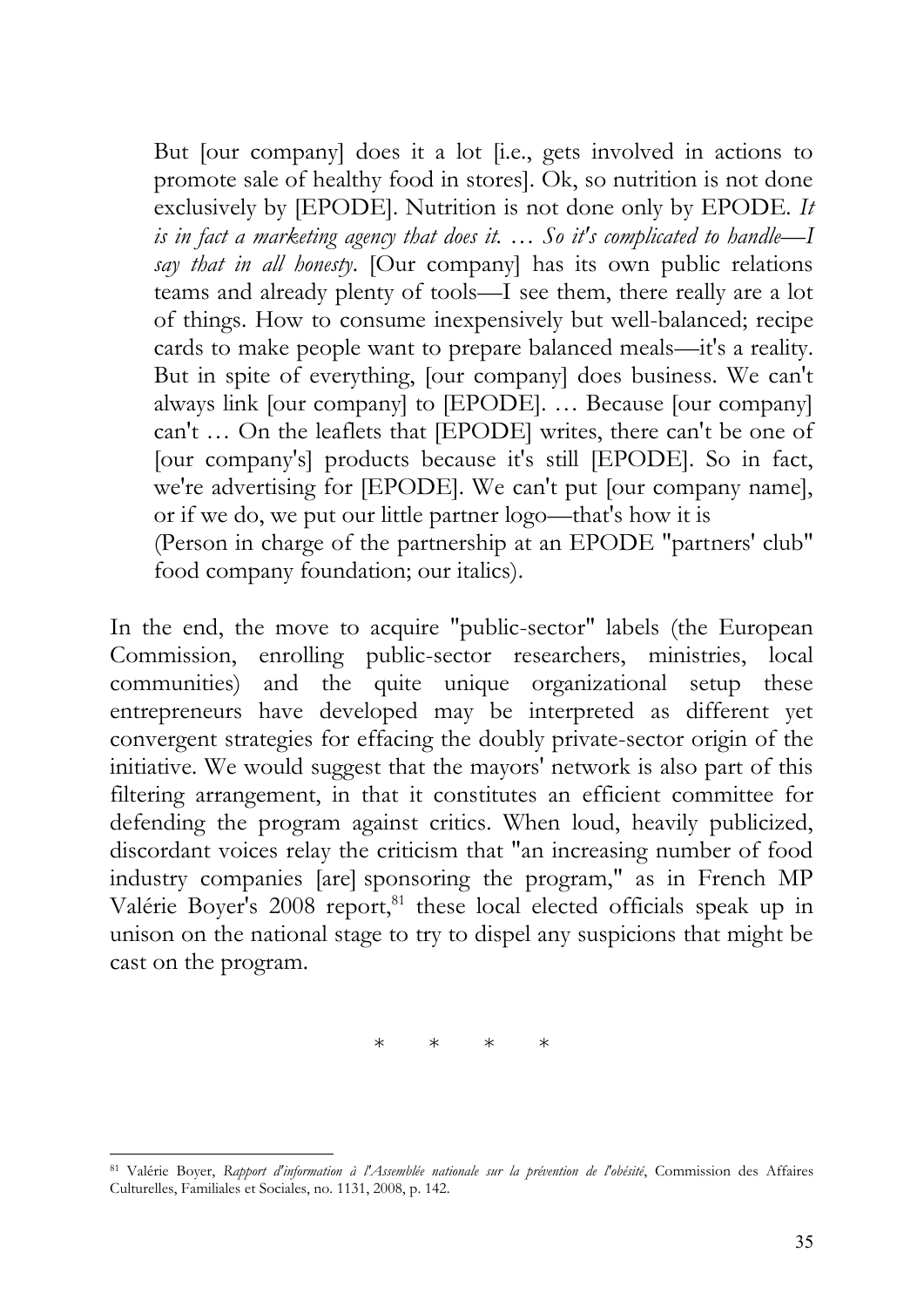> But [our company] does it a lot [i.e., gets involved in actions to promote sale of healthy food in stores]. Ok, so nutrition is not done exclusively by [EPODE]. Nutrition is not done only by EPODE. *It is in fact a marketing agency that does it. … So it's complicated to handle—I say that in all honesty*. [Our company] has its own public relations teams and already plenty of tools—I see them, there really are a lot of things. How to consume inexpensively but well-balanced; recipe cards to make people want to prepare balanced meals—it's a reality. But in spite of everything, [our company] does business. We can't always link [our company] to [EPODE]. … Because [our company] can't … On the leaflets that [EPODE] writes, there can't be one of [our company's] products because it's still [EPODE]. So in fact, we're advertising for [EPODE]. We can't put [our company name], or if we do, we put our little partner logo—that's how it is
> (Person in charge of the partnership at an EPODE "partners' club" food company foundation; our italics).

In the end, the move to acquire "public-sector" labels (the European Commission, enrolling public-sector researchers, ministries, local communities) and the quite unique organizational setup these entrepreneurs have developed may be interpreted as different yet convergent strategies for effacing the doubly private-sector origin of the initiative. We would suggest that the mayors' network is also part of this filtering arrangement, in that it constitutes an efficient committee for defending the program against critics. When loud, heavily publicized, discordant voices relay the criticism that "an increasing number of food industry companies [are] sponsoring the program," as in French MP Valérie Boyer's 2008 report,[81] these local elected officials speak up in unison on the national stage to try to dispel any suspicions that might be cast on the program.

\* \* \* \*

[81] Valérie Boyer, *Rapport d'information à l'Assemblée nationale sur la prévention de l'obésité*, Commission des Affaires Culturelles, Familiales et Sociales, no. 1131, 2008, p. 142.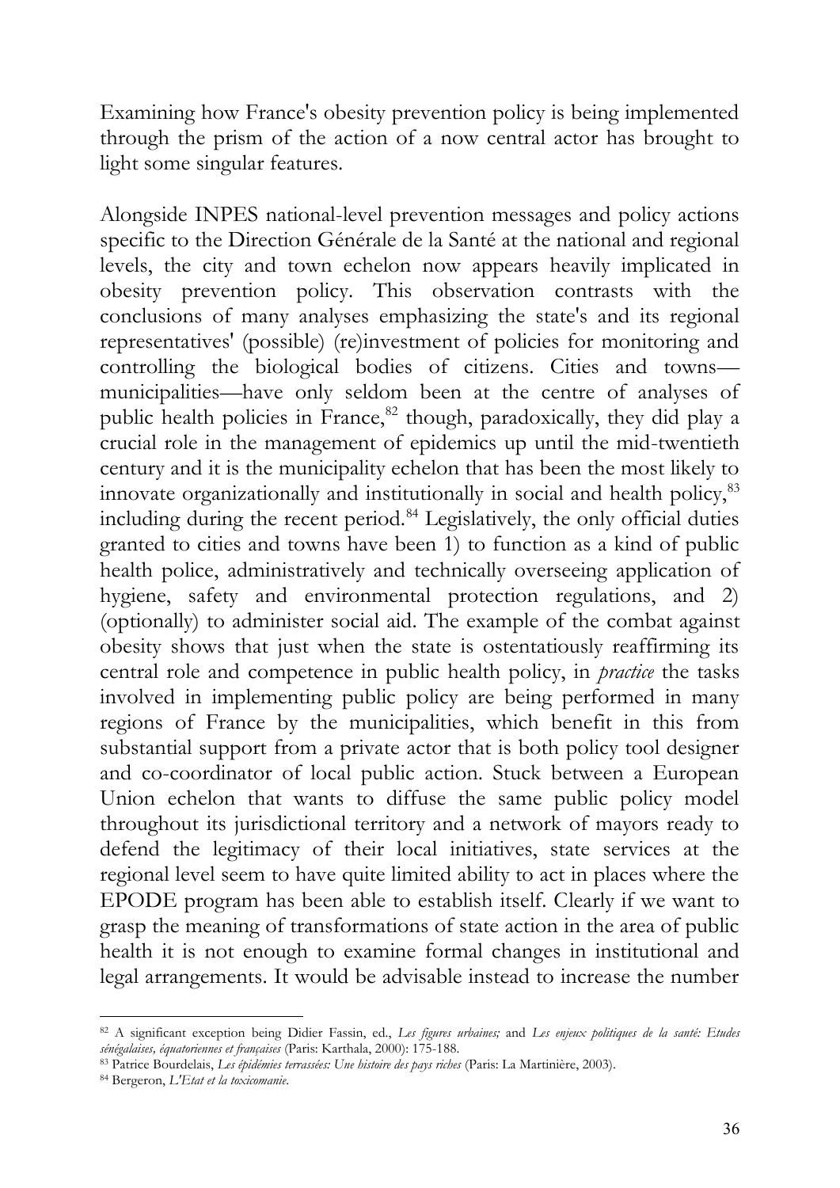Examining how France's obesity prevention policy is being implemented through the prism of the action of a now central actor has brought to light some singular features.

Alongside INPES national-level prevention messages and policy actions specific to the Direction Générale de la Santé at the national and regional levels, the city and town echelon now appears heavily implicated in obesity prevention policy. This observation contrasts with the conclusions of many analyses emphasizing the state's and its regional representatives' (possible) (re)investment of policies for monitoring and controlling the biological bodies of citizens. Cities and towns—municipalities—have only seldom been at the centre of analyses of public health policies in France,[82] though, paradoxically, they did play a crucial role in the management of epidemics up until the mid-twentieth century and it is the municipality echelon that has been the most likely to innovate organizationally and institutionally in social and health policy,[83] including during the recent period.[84] Legislatively, the only official duties granted to cities and towns have been 1) to function as a kind of public health police, administratively and technically overseeing application of hygiene, safety and environmental protection regulations, and 2) (optionally) to administer social aid. The example of the combat against obesity shows that just when the state is ostentatiously reaffirming its central role and competence in public health policy, in *practice* the tasks involved in implementing public policy are being performed in many regions of France by the municipalities, which benefit in this from substantial support from a private actor that is both policy tool designer and co-coordinator of local public action. Stuck between a European Union echelon that wants to diffuse the same public policy model throughout its jurisdictional territory and a network of mayors ready to defend the legitimacy of their local initiatives, state services at the regional level seem to have quite limited ability to act in places where the EPODE program has been able to establish itself. Clearly if we want to grasp the meaning of transformations of state action in the area of public health it is not enough to examine formal changes in institutional and legal arrangements. It would be advisable instead to increase the number

---

[82] A significant exception being Didier Fassin, ed., *Les figures urbaines;* and *Les enjeux politiques de la santé: Etudes sénégalaises, équatoriennes et françaises* (Paris: Karthala, 2000): 175-188.

[83] Patrice Bourdelais, *Les épidémies terrassées: Une histoire des pays riches* (Paris: La Martinière, 2003).

[84] Bergeron, *L'Etat et la toxicomanie.*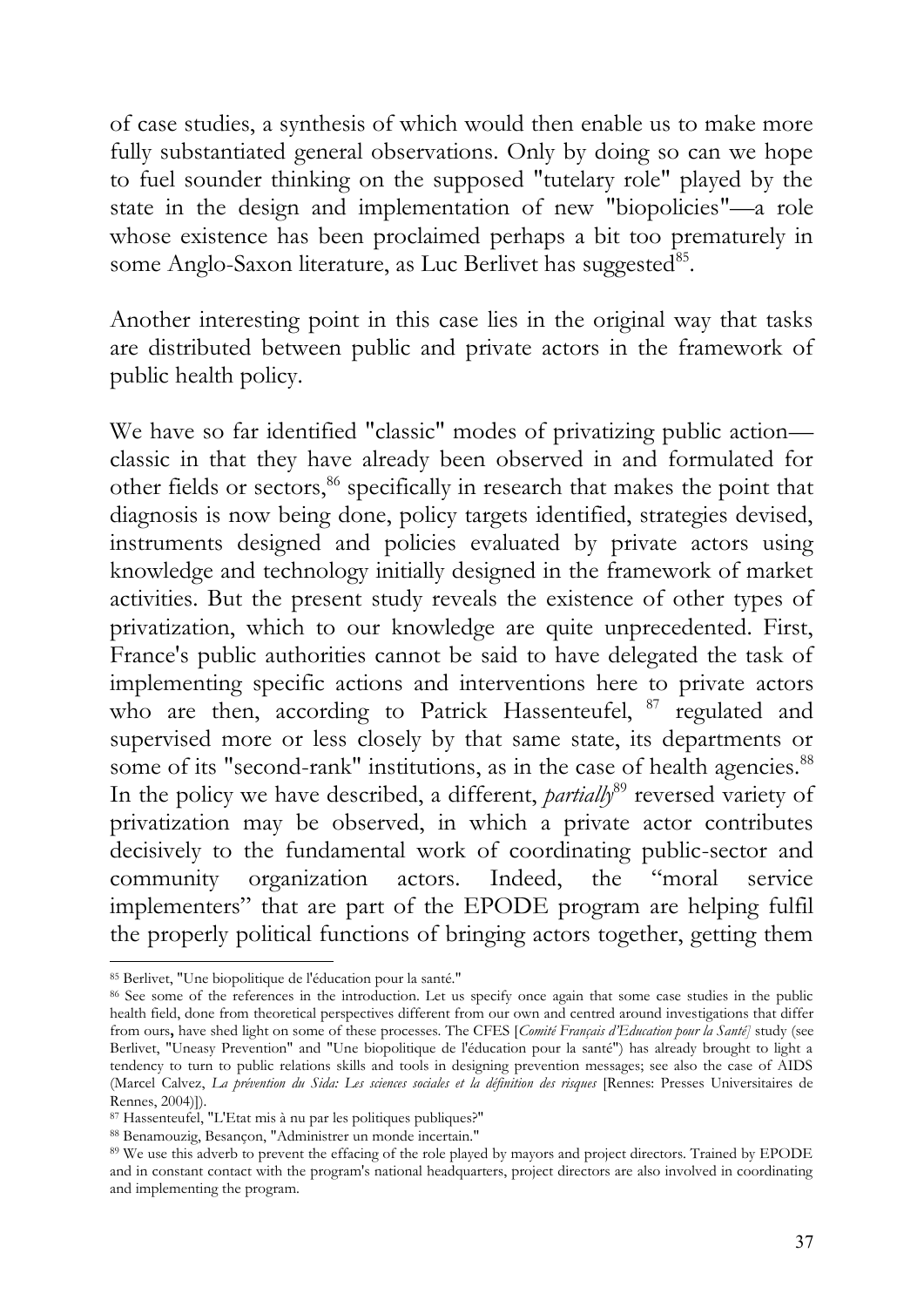of case studies, a synthesis of which would then enable us to make more fully substantiated general observations. Only by doing so can we hope to fuel sounder thinking on the supposed "tutelary role" played by the state in the design and implementation of new "biopolicies"—a role whose existence has been proclaimed perhaps a bit too prematurely in some Anglo-Saxon literature, as Luc Berlivet has suggested[85].

Another interesting point in this case lies in the original way that tasks are distributed between public and private actors in the framework of public health policy.

We have so far identified "classic" modes of privatizing public action—classic in that they have already been observed in and formulated for other fields or sectors,[86] specifically in research that makes the point that diagnosis is now being done, policy targets identified, strategies devised, instruments designed and policies evaluated by private actors using knowledge and technology initially designed in the framework of market activities. But the present study reveals the existence of other types of privatization, which to our knowledge are quite unprecedented. First, France's public authorities cannot be said to have delegated the task of implementing specific actions and interventions here to private actors who are then, according to Patrick Hassenteufel, [87] regulated and supervised more or less closely by that same state, its departments or some of its "second-rank" institutions, as in the case of health agencies.[88] In the policy we have described, a different, *partially*[89] reversed variety of privatization may be observed, in which a private actor contributes decisively to the fundamental work of coordinating public-sector and community organization actors. Indeed, the "moral service implementers" that are part of the EPODE program are helping fulfil the properly political functions of bringing actors together, getting them

---

[85] Berlivet, "Une biopolitique de l'éducation pour la santé."

[86] See some of the references in the introduction. Let us specify once again that some case studies in the public health field, done from theoretical perspectives different from our own and centred around investigations that differ from ours, have shed light on some of these processes. The CFES [*Comité Français d'Education pour la Santé*] study (see Berlivet, "Uneasy Prevention" and "Une biopolitique de l'éducation pour la santé") has already brought to light a tendency to turn to public relations skills and tools in designing prevention messages; see also the case of AIDS (Marcel Calvez, *La prévention du Sida: Les sciences sociales et la définition des risques* [Rennes: Presses Universitaires de Rennes, 2004)]).

[87] Hassenteufel, "L'Etat mis à nu par les politiques publiques?"

[88] Benamouzig, Besançon, "Administrer un monde incertain."

[89] We use this adverb to prevent the effacing of the role played by mayors and project directors. Trained by EPODE and in constant contact with the program's national headquarters, project directors are also involved in coordinating and implementing the program.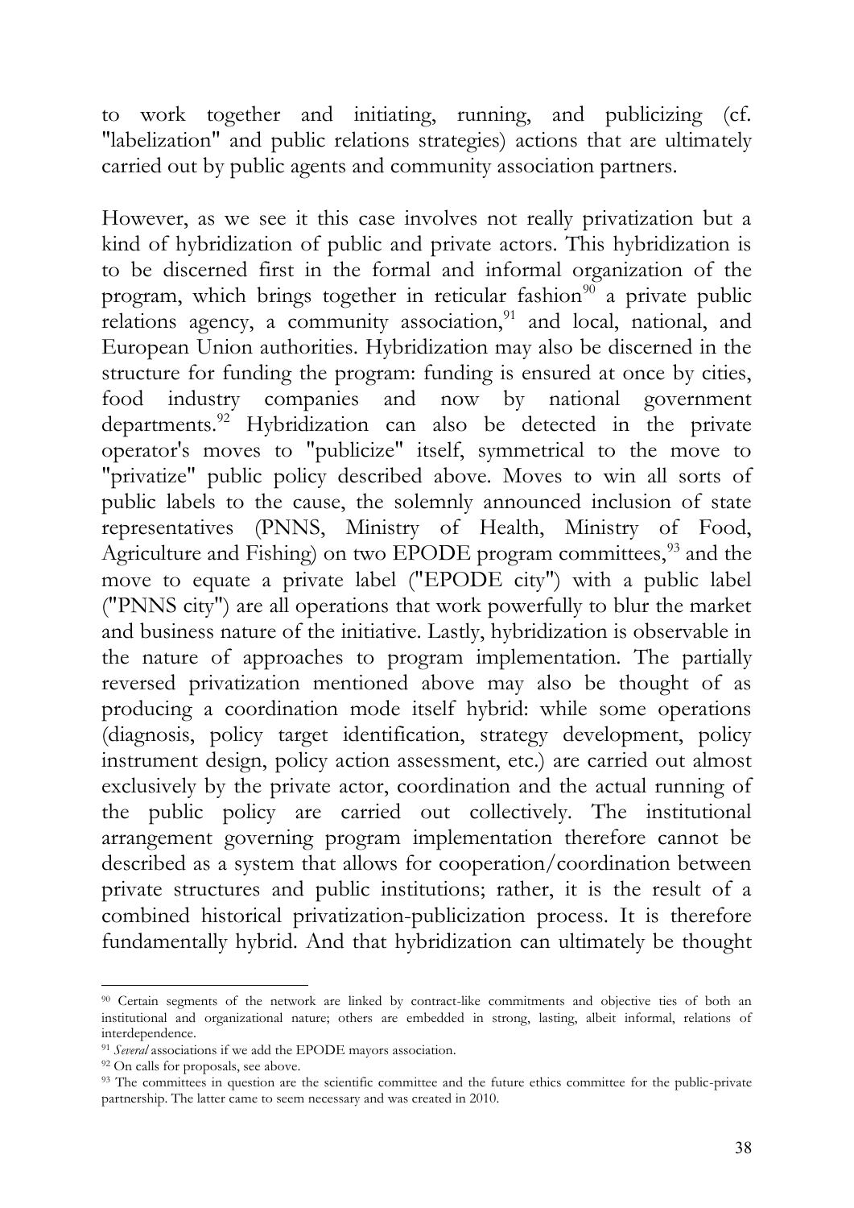to work together and initiating, running, and publicizing (cf. "labelization" and public relations strategies) actions that are ultimately carried out by public agents and community association partners.

However, as we see it this case involves not really privatization but a kind of hybridization of public and private actors. This hybridization is to be discerned first in the formal and informal organization of the program, which brings together in reticular fashion[90] a private public relations agency, a community association,[91] and local, national, and European Union authorities. Hybridization may also be discerned in the structure for funding the program: funding is ensured at once by cities, food industry companies and now by national government departments.[92] Hybridization can also be detected in the private operator's moves to "publicize" itself, symmetrical to the move to "privatize" public policy described above. Moves to win all sorts of public labels to the cause, the solemnly announced inclusion of state representatives (PNNS, Ministry of Health, Ministry of Food, Agriculture and Fishing) on two EPODE program committees,[93] and the move to equate a private label ("EPODE city") with a public label ("PNNS city") are all operations that work powerfully to blur the market and business nature of the initiative. Lastly, hybridization is observable in the nature of approaches to program implementation. The partially reversed privatization mentioned above may also be thought of as producing a coordination mode itself hybrid: while some operations (diagnosis, policy target identification, strategy development, policy instrument design, policy action assessment, etc.) are carried out almost exclusively by the private actor, coordination and the actual running of the public policy are carried out collectively. The institutional arrangement governing program implementation therefore cannot be described as a system that allows for cooperation/coordination between private structures and public institutions; rather, it is the result of a combined historical privatization-publicization process. It is therefore fundamentally hybrid. And that hybridization can ultimately be thought

[90] Certain segments of the network are linked by contract-like commitments and objective ties of both an institutional and organizational nature; others are embedded in strong, lasting, albeit informal, relations of interdependence.

[91] *Several* associations if we add the EPODE mayors association.

[92] On calls for proposals, see above.

[93] The committees in question are the scientific committee and the future ethics committee for the public-private partnership. The latter came to seem necessary and was created in 2010.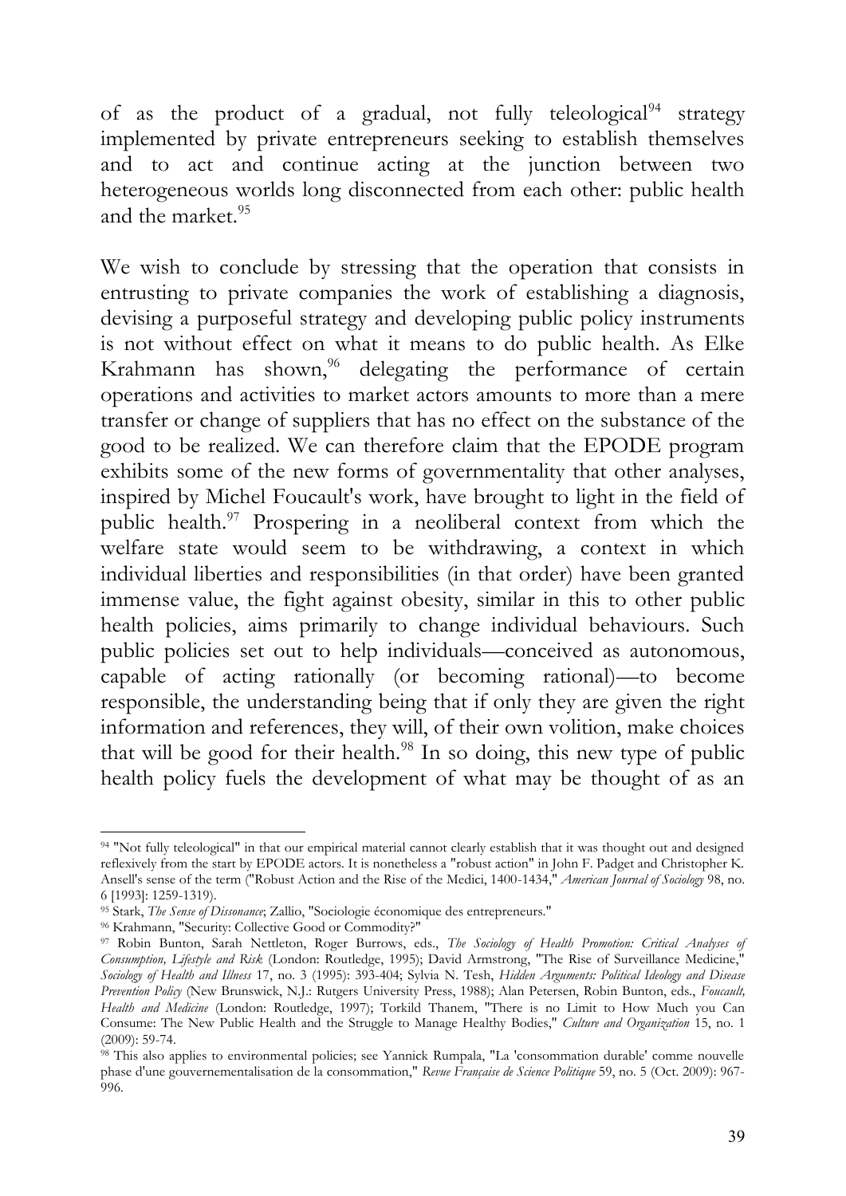of as the product of a gradual, not fully teleological[94] strategy implemented by private entrepreneurs seeking to establish themselves and to act and continue acting at the junction between two heterogeneous worlds long disconnected from each other: public health and the market.[95]

We wish to conclude by stressing that the operation that consists in entrusting to private companies the work of establishing a diagnosis, devising a purposeful strategy and developing public policy instruments is not without effect on what it means to do public health. As Elke Krahmann has shown,[96] delegating the performance of certain operations and activities to market actors amounts to more than a mere transfer or change of suppliers that has no effect on the substance of the good to be realized. We can therefore claim that the EPODE program exhibits some of the new forms of governmentality that other analyses, inspired by Michel Foucault's work, have brought to light in the field of public health.[97] Prospering in a neoliberal context from which the welfare state would seem to be withdrawing, a context in which individual liberties and responsibilities (in that order) have been granted immense value, the fight against obesity, similar in this to other public health policies, aims primarily to change individual behaviours. Such public policies set out to help individuals—conceived as autonomous, capable of acting rationally (or becoming rational)—to become responsible, the understanding being that if only they are given the right information and references, they will, of their own volition, make choices that will be good for their health.[98] In so doing, this new type of public health policy fuels the development of what may be thought of as an

---

[94] "Not fully teleological" in that our empirical material cannot clearly establish that it was thought out and designed reflexively from the start by EPODE actors. It is nonetheless a "robust action" in John F. Padget and Christopher K. Ansell's sense of the term ("Robust Action and the Rise of the Medici, 1400-1434," *American Journal of Sociology* 98, no. 6 [1993]: 1259-1319).

[95] Stark, *The Sense of Dissonance*; Zallio, "Sociologie économique des entrepreneurs."

[96] Krahmann, "Security: Collective Good or Commodity?"

[97] Robin Bunton, Sarah Nettleton, Roger Burrows, eds., *The Sociology of Health Promotion: Critical Analyses of Consumption, Lifestyle and Risk* (London: Routledge, 1995); David Armstrong, "The Rise of Surveillance Medicine," *Sociology of Health and Illness* 17, no. 3 (1995): 393-404; Sylvia N. Tesh, *Hidden Arguments: Political Ideology and Disease Prevention Policy* (New Brunswick, N.J.: Rutgers University Press, 1988); Alan Petersen, Robin Bunton, eds., *Foucault, Health and Medicine* (London: Routledge, 1997); Torkild Thanem, "There is no Limit to How Much you Can Consume: The New Public Health and the Struggle to Manage Healthy Bodies," *Culture and Organization* 15, no. 1 (2009): 59-74.

[98] This also applies to environmental policies; see Yannick Rumpala, "La 'consommation durable' comme nouvelle phase d'une gouvernementalisation de la consommation," *Revue Française de Science Politique* 59, no. 5 (Oct. 2009): 967-996.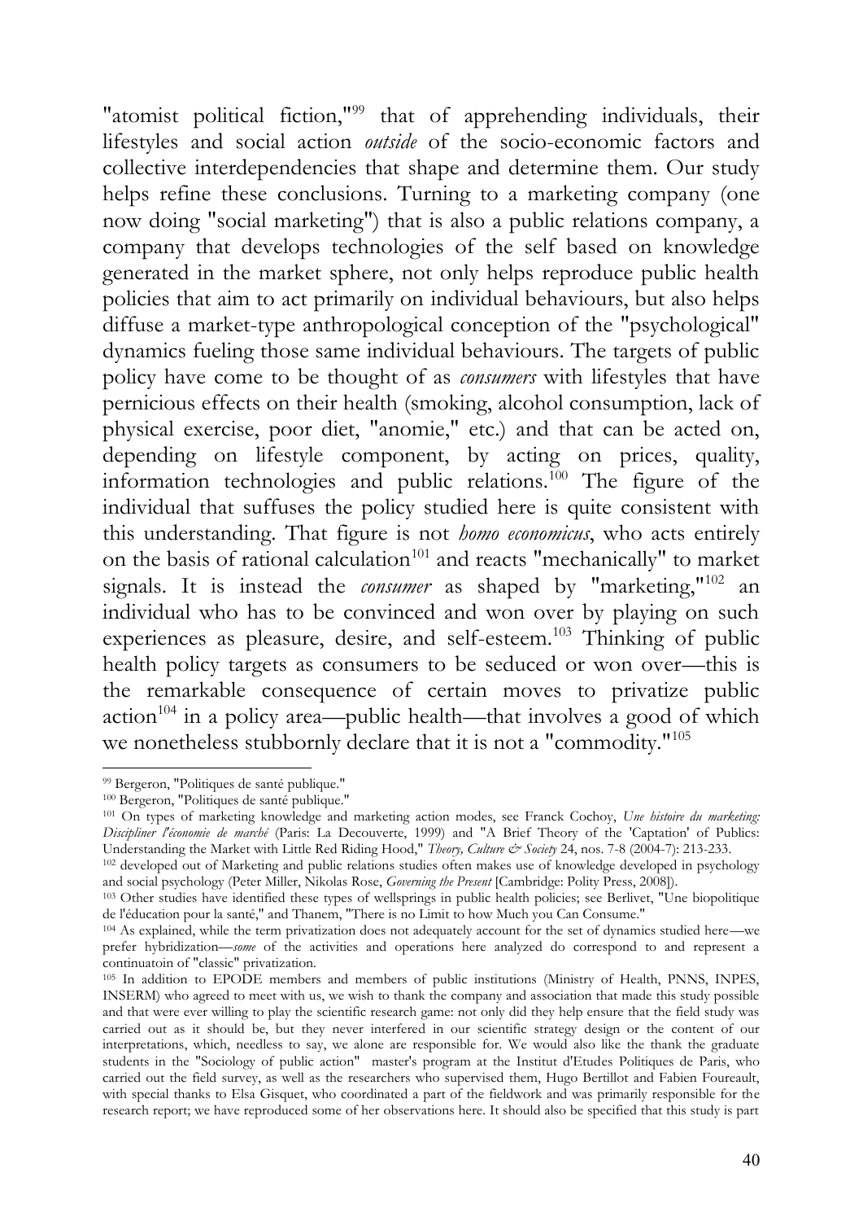"atomist political fiction,"[99] that of apprehending individuals, their lifestyles and social action *outside* of the socio-economic factors and collective interdependencies that shape and determine them. Our study helps refine these conclusions. Turning to a marketing company (one now doing "social marketing") that is also a public relations company, a company that develops technologies of the self based on knowledge generated in the market sphere, not only helps reproduce public health policies that aim to act primarily on individual behaviours, but also helps diffuse a market-type anthropological conception of the "psychological" dynamics fueling those same individual behaviours. The targets of public policy have come to be thought of as *consumers* with lifestyles that have pernicious effects on their health (smoking, alcohol consumption, lack of physical exercise, poor diet, "anomie," etc.) and that can be acted on, depending on lifestyle component, by acting on prices, quality, information technologies and public relations.[100] The figure of the individual that suffuses the policy studied here is quite consistent with this understanding. That figure is not *homo economicus*, who acts entirely on the basis of rational calculation[101] and reacts "mechanically" to market signals. It is instead the *consumer* as shaped by "marketing,"[102] an individual who has to be convinced and won over by playing on such experiences as pleasure, desire, and self-esteem.[103] Thinking of public health policy targets as consumers to be seduced or won over—this is the remarkable consequence of certain moves to privatize public action[104] in a policy area—public health—that involves a good of which we nonetheless stubbornly declare that it is not a "commodity."[105]

---

[99] Bergeron, "Politiques de santé publique."

[100] Bergeron, "Politiques de santé publique."

[101] On types of marketing knowledge and marketing action modes, see Franck Cochoy, *Une histoire du marketing: Discipliner l'économie de marché* (Paris: La Decouverte, 1999) and "A Brief Theory of the 'Captation' of Publics: Understanding the Market with Little Red Riding Hood," *Theory, Culture & Society* 24, nos. 7-8 (2004-7): 213-233.

[102] developed out of Marketing and public relations studies often makes use of knowledge developed in psychology and social psychology (Peter Miller, Nikolas Rose, *Governing the Present* [Cambridge: Polity Press, 2008]).

[103] Other studies have identified these types of wellsprings in public health policies; see Berlivet, "Une biopolitique de l'éducation pour la santé," and Thanem, "There is no Limit to how Much you Can Consume."

[104] As explained, while the term privatization does not adequately account for the set of dynamics studied here—we prefer hybridization—*some* of the activities and operations here analyzed do correspond to and represent a continuatoin of "classic" privatization.

[105] In addition to EPODE members and members of public institutions (Ministry of Health, PNNS, INPES, INSERM) who agreed to meet with us, we wish to thank the company and association that made this study possible and that were ever willing to play the scientific research game: not only did they help ensure that the field study was carried out as it should be, but they never interfered in our scientific strategy design or the content of our interpretations, which, needless to say, we alone are responsible for. We would also like the thank the graduate students in the "Sociology of public action" master's program at the Institut d'Etudes Politiques de Paris, who carried out the field survey, as well as the researchers who supervised them, Hugo Bertillot and Fabien Foureault, with special thanks to Elsa Gisquet, who coordinated a part of the fieldwork and was primarily responsible for the research report; we have reproduced some of her observations here. It should also be specified that this study is part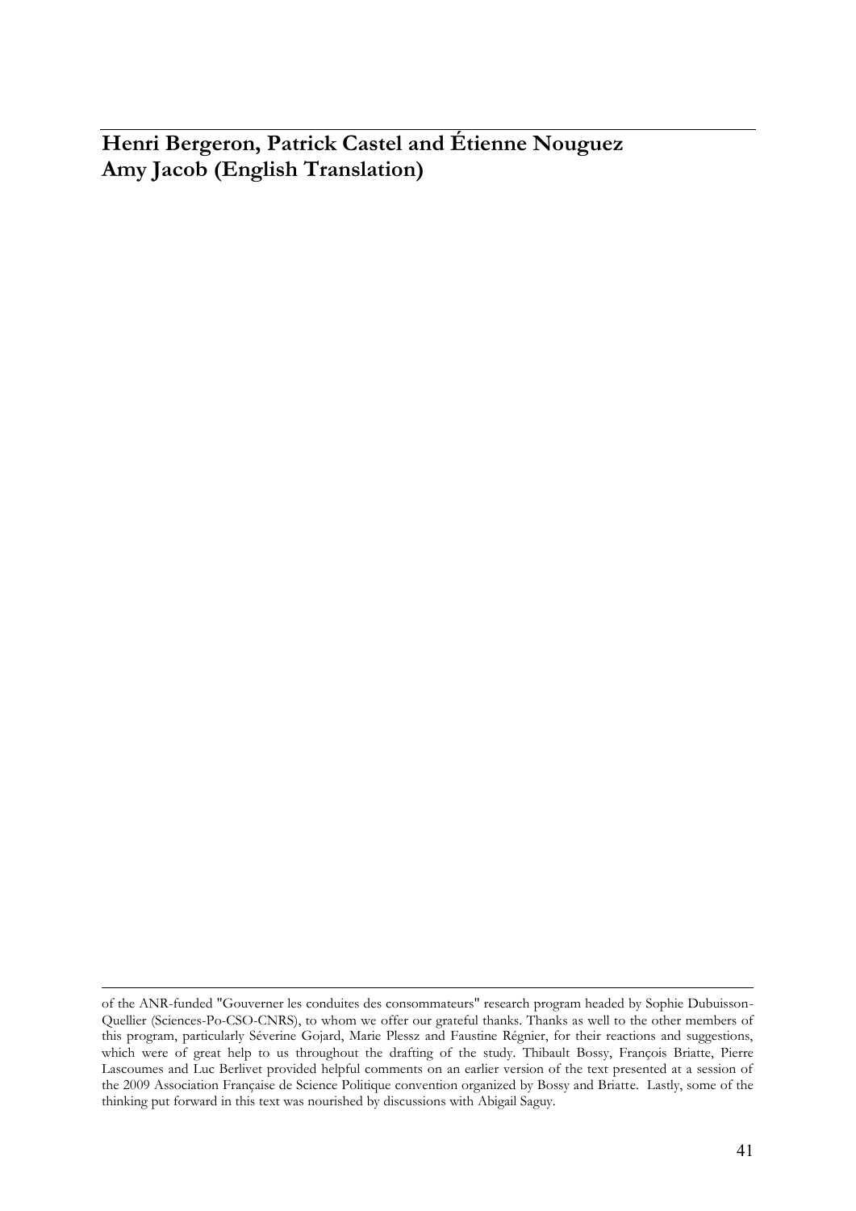**Henri Bergeron, Patrick Castel and Étienne Nouguez**
**Amy Jacob (English Translation)**

of the ANR-funded "Gouverner les conduites des consommateurs" research program headed by Sophie Dubuisson-Quellier (Sciences-Po-CSO-CNRS), to whom we offer our grateful thanks. Thanks as well to the other members of this program, particularly Séverine Gojard, Marie Plessz and Faustine Régnier, for their reactions and suggestions, which were of great help to us throughout the drafting of the study. Thibault Bossy, François Briatte, Pierre Lascoumes and Luc Berlivet provided helpful comments on an earlier version of the text presented at a session of the 2009 Association Française de Science Politique convention organized by Bossy and Briatte. Lastly, some of the thinking put forward in this text was nourished by discussions with Abigail Saguy.